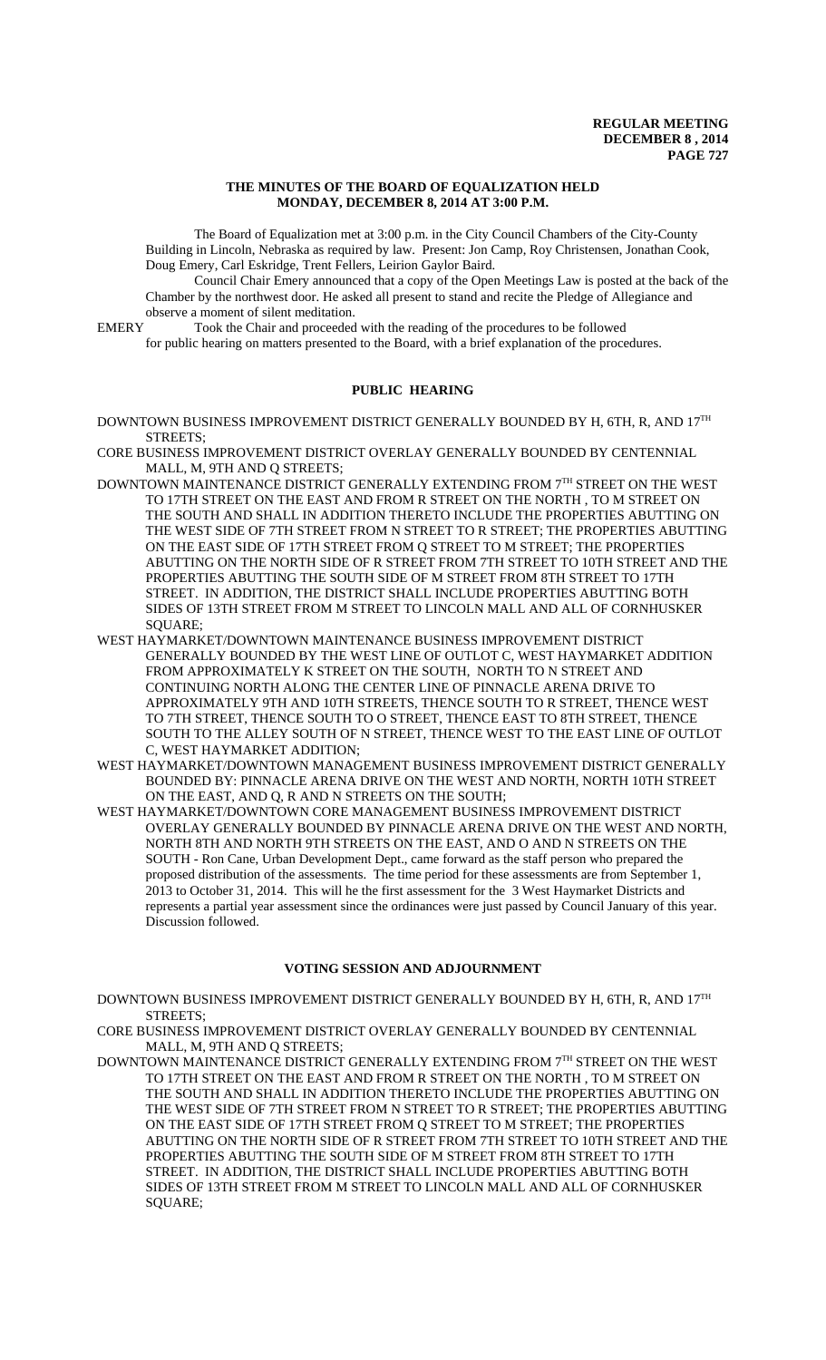# THE MINUTES OF THE BOARD OF EQUALIZATION HELD MONDAY, DECEMBER 8, 2014 AT 3:00 P.M.

The Board of Equalization met at 3:00 p.m. in the City Council Chambers of the City-County Building in Lincoln, Nebraska as required by law. Present: Jon Camp, Roy Christensen, Jonathan Cook, Doug Emery, Carl Eskridge, Trent Fellers, Leirion Gaylor Baird.

Council Chair Emery announced that a copy of the Open Meetings Law is posted at the back of the Chamber by the northwest door. He asked all present to stand and recite the Pledge of Allegiance and observe a moment of silent meditation.

EMERY Took the Chair and proceeded with the reading of the procedures to be followed for public hearing on matters presented to the Board, with a brief explanation of the procedures.

## PUBLIC HEARING

DOWNTOWN BUSINESS IMPROVEMENT DISTRICT GENERALLY BOUNDED BY H, 6TH, R, AND 17TH STREETS;

CORE BUSINESS IMPROVEMENT DISTRICT OVERLAY GENERALLY BOUNDED BY CENTENNIAL MALL, M, 9TH AND Q STREETS;

DOWNTOWN MAINTENANCE DISTRICT GENERALLY EXTENDING FROM 7TH STREET ON THE WEST TO 17TH STREET ON THE EAST AND FROM R STREET ON THE NORTH , TO M STREET ON THE SOUTH AND SHALL IN ADDITION THERETO INCLUDE THE PROPERTIES ABUTTING ON THE WEST SIDE OF 7TH STREET FROM N STREET TO R STREET; THE PROPERTIES ABUTTING ON THE EAST SIDE OF 17TH STREET FROM Q STREET TO M STREET; THE PROPERTIES ABUTTING ON THE NORTH SIDE OF R STREET FROM 7TH STREET TO 10TH STREET AND THE PROPERTIES ABUTTING THE SOUTH SIDE OF M STREET FROM 8TH STREET TO 17TH STREET. IN ADDITION, THE DISTRICT SHALL INCLUDE PROPERTIES ABUTTING BOTH SIDES OF 13TH STREET FROM M STREET TO LINCOLN MALL AND ALL OF CORNHUSKER SQUARE;

WEST HAYMARKET/DOWNTOWN MAINTENANCE BUSINESS IMPROVEMENT DISTRICT GENERALLY BOUNDED BY THE WEST LINE OF OUTLOT C, WEST HAYMARKET ADDITION FROM APPROXIMATELY K STREET ON THE SOUTH, NORTH TO N STREET AND CONTINUING NORTH ALONG THE CENTER LINE OF PINNACLE ARENA DRIVE TO APPROXIMATELY 9TH AND 10TH STREETS, THENCE SOUTH TO R STREET, THENCE WEST TO 7TH STREET, THENCE SOUTH TO O STREET, THENCE EAST TO 8TH STREET, THENCE SOUTH TO THE ALLEY SOUTH OF N STREET, THENCE WEST TO THE EAST LINE OF OUTLOT C, WEST HAYMARKET ADDITION;

WEST HAYMARKET/DOWNTOWN MANAGEMENT BUSINESS IMPROVEMENT DISTRICT GENERALLY BOUNDED BY: PINNACLE ARENA DRIVE ON THE WEST AND NORTH, NORTH 10TH STREET ON THE EAST, AND Q, R AND N STREETS ON THE SOUTH;

WEST HAYMARKET/DOWNTOWN CORE MANAGEMENT BUSINESS IMPROVEMENT DISTRICT OVERLAY GENERALLY BOUNDED BY PINNACLE ARENA DRIVE ON THE WEST AND NORTH, NORTH 8TH AND NORTH 9TH STREETS ON THE EAST, AND O AND N STREETS ON THE SOUTH - Ron Cane, Urban Development Dept., came forward as the staff person who prepared the proposed distribution of the assessments. The time period for these assessments are from September 1, 2013 to October 31, 2014. This will he the first assessment for the 3 West Haymarket Districts and represents a partial year assessment since the ordinances were just passed by Council January of this year. Discussion followed.

## VOTING SESSION AND ADJOURNMENT

DOWNTOWN BUSINESS IMPROVEMENT DISTRICT GENERALLY BOUNDED BY H, 6TH, R, AND 17TH STREETS;

CORE BUSINESS IMPROVEMENT DISTRICT OVERLAY GENERALLY BOUNDED BY CENTENNIAL MALL, M, 9TH AND Q STREETS;

DOWNTOWN MAINTENANCE DISTRICT GENERALLY EXTENDING FROM 7TH STREET ON THE WEST TO 17TH STREET ON THE EAST AND FROM R STREET ON THE NORTH , TO M STREET ON THE SOUTH AND SHALL IN ADDITION THERETO INCLUDE THE PROPERTIES ABUTTING ON THE WEST SIDE OF 7TH STREET FROM N STREET TO R STREET; THE PROPERTIES ABUTTING ON THE EAST SIDE OF 17TH STREET FROM Q STREET TO M STREET; THE PROPERTIES ABUTTING ON THE NORTH SIDE OF R STREET FROM 7TH STREET TO 10TH STREET AND THE PROPERTIES ABUTTING THE SOUTH SIDE OF M STREET FROM 8TH STREET TO 17TH STREET. IN ADDITION, THE DISTRICT SHALL INCLUDE PROPERTIES ABUTTING BOTH SIDES OF 13TH STREET FROM M STREET TO LINCOLN MALL AND ALL OF CORNHUSKER SQUARE;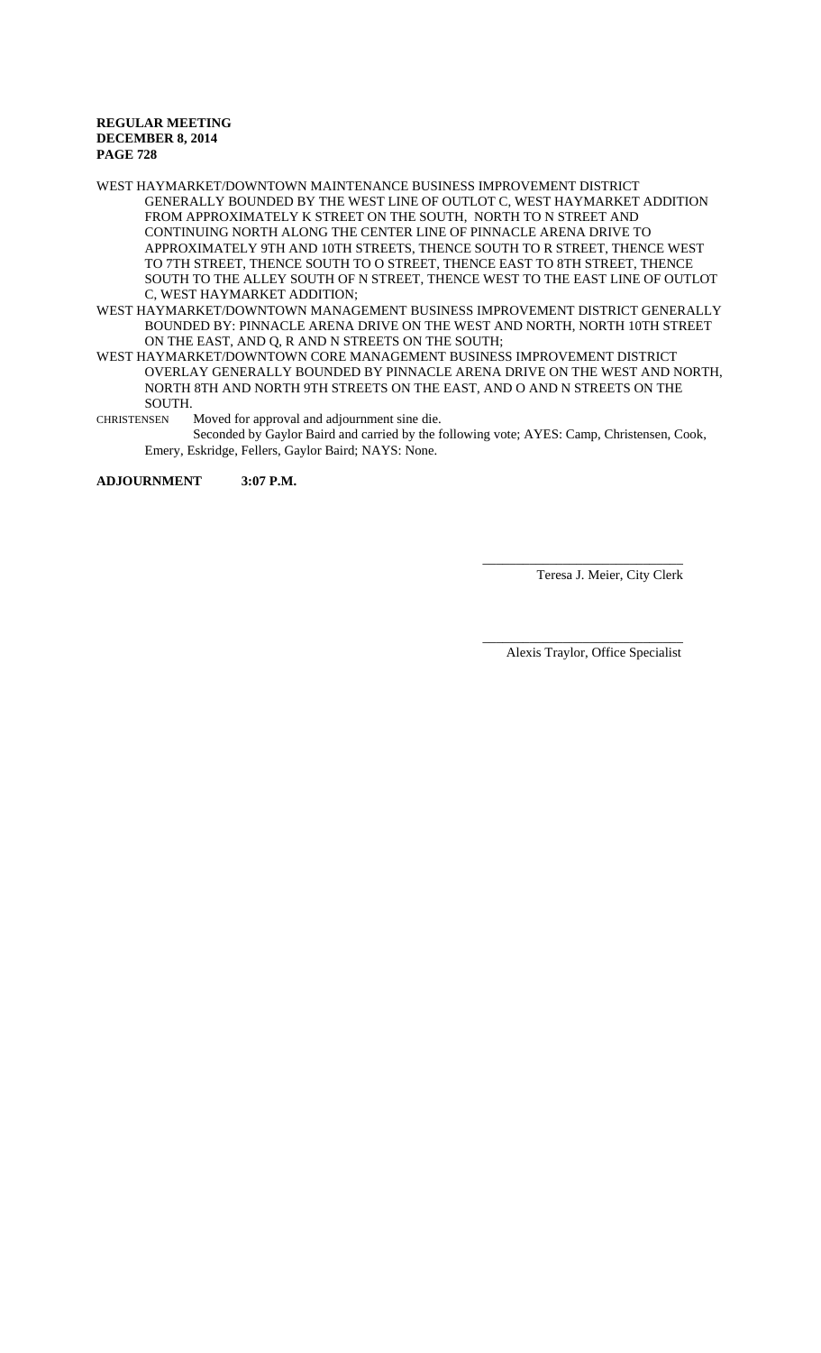WEST HAYMARKET/DOWNTOWN MAINTENANCE BUSINESS IMPROVEMENT DISTRICT GENERALLY BOUNDED BY THE WEST LINE OF OUTLOT C, WEST HAYMARKET ADDITION FROM APPROXIMATELY K STREET ON THE SOUTH, NORTH TO N STREET AND CONTINUING NORTH ALONG THE CENTER LINE OF PINNACLE ARENA DRIVE TO APPROXIMATELY 9TH AND 10TH STREETS, THENCE SOUTH TO R STREET, THENCE WEST TO 7TH STREET, THENCE SOUTH TO O STREET, THENCE EAST TO 8TH STREET, THENCE SOUTH TO THE ALLEY SOUTH OF N STREET, THENCE WEST TO THE EAST LINE OF OUTLOT C, WEST HAYMARKET ADDITION;

WEST HAYMARKET/DOWNTOWN MANAGEMENT BUSINESS IMPROVEMENT DISTRICT GENERALLY BOUNDED BY: PINNACLE ARENA DRIVE ON THE WEST AND NORTH, NORTH 10TH STREET ON THE EAST, AND Q, R AND N STREETS ON THE SOUTH;

WEST HAYMARKET/DOWNTOWN CORE MANAGEMENT BUSINESS IMPROVEMENT DISTRICT OVERLAY GENERALLY BOUNDED BY PINNACLE ARENA DRIVE ON THE WEST AND NORTH, NORTH 8TH AND NORTH 9TH STREETS ON THE EAST, AND O AND N STREETS ON THE SOUTH.

CHRISTENSEN Moved for approval and adjournment sine die.

Seconded by Gaylor Baird and carried by the following vote; AYES: Camp, Christensen, Cook, Emery, Eskridge, Fellers, Gaylor Baird; NAYS: None.

**ADJOURNMENT 3:07 P.M.**

\_\_\_\_\_\_\_\_\_\_\_\_\_\_\_\_\_\_\_\_\_\_\_\_\_\_\_\_\_\_

Teresa J. Meier, City Clerk

\_\_\_\_\_\_\_\_\_\_\_\_\_\_\_\_\_\_\_\_\_\_\_\_\_\_\_\_\_\_

Alexis Traylor, Office Specialist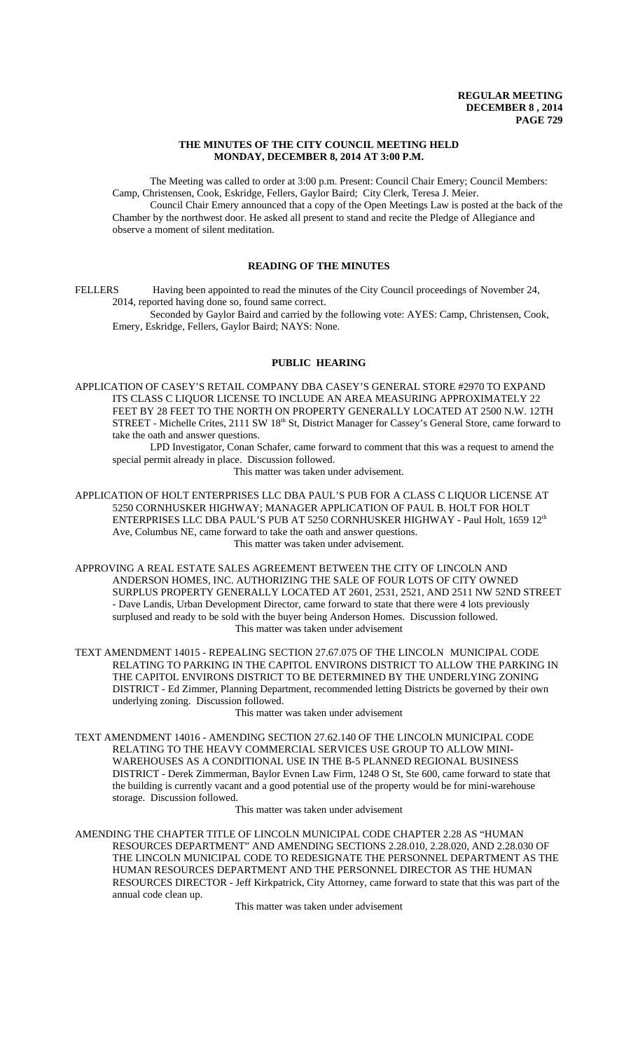**THE MINUTES OF THE CITY COUNCIL MEETING HELD MONDAY, DECEMBER 8, 2014 AT 3:00 P.M.**

The Meeting was called to order at 3:00 p.m. Present: Council Chair Emery; Council Members: Camp, Christensen, Cook, Eskridge, Fellers, Gaylor Baird; City Clerk, Teresa J. Meier.

Council Chair Emery announced that a copy of the Open Meetings Law is posted at the back of the Chamber by the northwest door. He asked all present to stand and recite the Pledge of Allegiance and observe a moment of silent meditation.

**READING OF THE MINUTES**

FELLERS Having been appointed to read the minutes of the City Council proceedings of November 24, 2014, reported having done so, found same correct.

Seconded by Gaylor Baird and carried by the following vote: AYES: Camp, Christensen, Cook, Emery, Eskridge, Fellers, Gaylor Baird; NAYS: None.

**PUBLIC HEARING**

APPLICATION OF CASEY'S RETAIL COMPANY DBA CASEY'S GENERAL STORE #2970 TO EXPAND ITS CLASS C LIQUOR LICENSE TO INCLUDE AN AREA MEASURING APPROXIMATELY 22 FEET BY 28 FEET TO THE NORTH ON PROPERTY GENERALLY LOCATED AT 2500 N.W. 12TH STREET - Michelle Crites, 2111 SW 18th St, District Manager for Cassey's General Store, came forward to take the oath and answer questions.

LPD Investigator, Conan Schafer, came forward to comment that this was a request to amend the special permit already in place. Discussion followed.

This matter was taken under advisement.

APPLICATION OF HOLT ENTERPRISES LLC DBA PAUL'S PUB FOR A CLASS C LIQUOR LICENSE AT 5250 CORNHUSKER HIGHWAY; MANAGER APPLICATION OF PAUL B. HOLT FOR HOLT ENTERPRISES LLC DBA PAUL'S PUB AT 5250 CORNHUSKER HIGHWAY - Paul Holt, 1659 12th Ave, Columbus NE, came forward to take the oath and answer questions.

This matter was taken under advisement.

APPROVING A REAL ESTATE SALES AGREEMENT BETWEEN THE CITY OF LINCOLN AND ANDERSON HOMES, INC. AUTHORIZING THE SALE OF FOUR LOTS OF CITY OWNED SURPLUS PROPERTY GENERALLY LOCATED AT 2601, 2531, 2521, AND 2511 NW 52ND STREET - Dave Landis, Urban Development Director, came forward to state that there were 4 lots previously surplused and ready to be sold with the buyer being Anderson Homes. Discussion followed.

This matter was taken under advisement

TEXT AMENDMENT 14015 - REPEALING SECTION 27.67.075 OF THE LINCOLN MUNICIPAL CODE RELATING TO PARKING IN THE CAPITOL ENVIRONS DISTRICT TO ALLOW THE PARKING IN THE CAPITOL ENVIRONS DISTRICT TO BE DETERMINED BY THE UNDERLYING ZONING DISTRICT - Ed Zimmer, Planning Department, recommended letting Districts be governed by their own underlying zoning. Discussion followed.

This matter was taken under advisement

TEXT AMENDMENT 14016 - AMENDING SECTION 27.62.140 OF THE LINCOLN MUNICIPAL CODE RELATING TO THE HEAVY COMMERCIAL SERVICES USE GROUP TO ALLOW MINI-WAREHOUSES AS A CONDITIONAL USE IN THE B-5 PLANNED REGIONAL BUSINESS DISTRICT - Derek Zimmerman, Baylor Evnen Law Firm, 1248 O St, Ste 600, came forward to state that the building is currently vacant and a good potential use of the property would be for mini-warehouse storage. Discussion followed.

This matter was taken under advisement

AMENDING THE CHAPTER TITLE OF LINCOLN MUNICIPAL CODE CHAPTER 2.28 AS "HUMAN RESOURCES DEPARTMENT" AND AMENDING SECTIONS 2.28.010, 2.28.020, AND 2.28.030 OF THE LINCOLN MUNICIPAL CODE TO REDESIGNATE THE PERSONNEL DEPARTMENT AS THE HUMAN RESOURCES DEPARTMENT AND THE PERSONNEL DIRECTOR AS THE HUMAN RESOURCES DIRECTOR - Jeff Kirkpatrick, City Attorney, came forward to state that this was part of the annual code clean up.

This matter was taken under advisement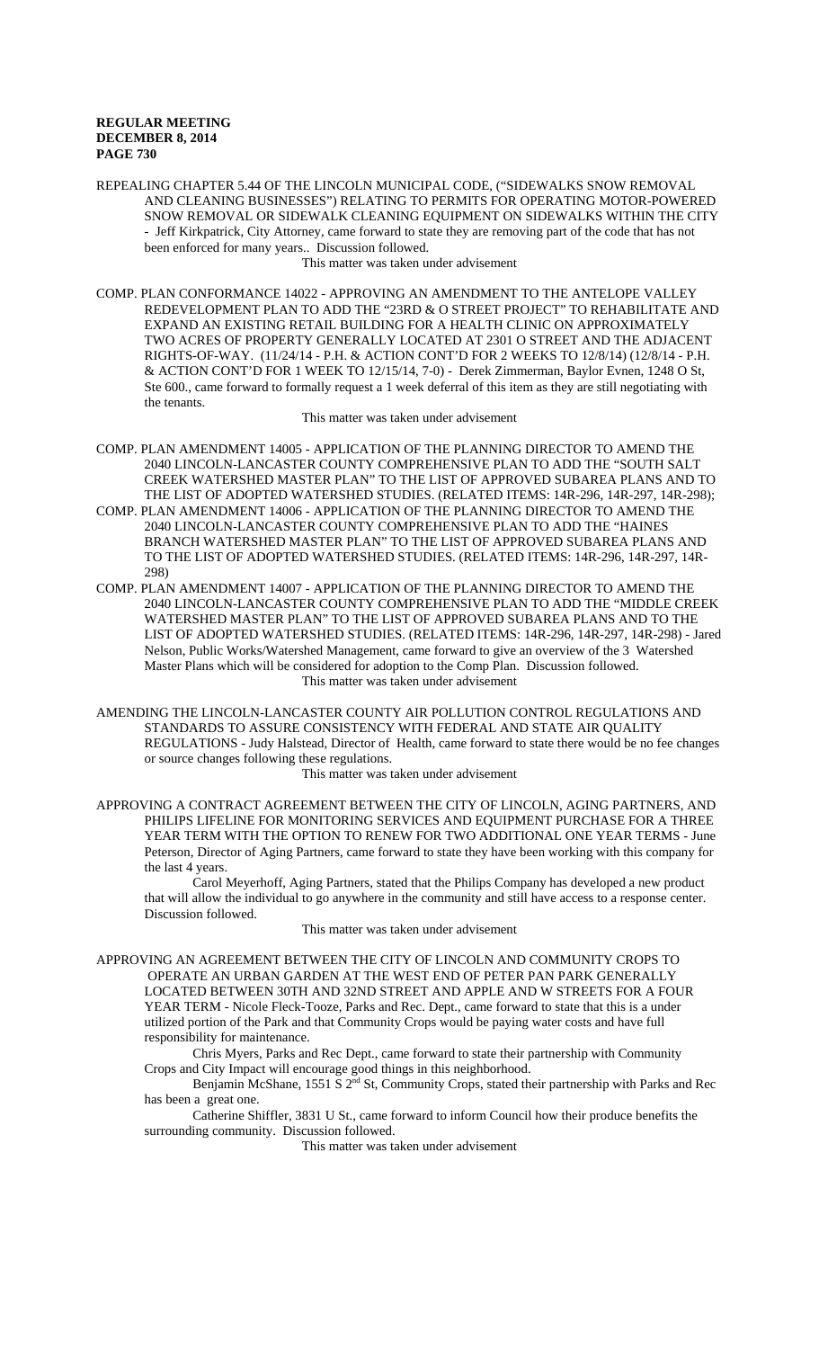REPEALING CHAPTER 5.44 OF THE LINCOLN MUNICIPAL CODE, ("SIDEWALKS SNOW REMOVAL AND CLEANING BUSINESSES") RELATING TO PERMITS FOR OPERATING MOTOR-POWERED SNOW REMOVAL OR SIDEWALK CLEANING EQUIPMENT ON SIDEWALKS WITHIN THE CITY - Jeff Kirkpatrick, City Attorney, came forward to state they are removing part of the code that has not been enforced for many years.. Discussion followed.

This matter was taken under advisement

COMP. PLAN CONFORMANCE 14022 - APPROVING AN AMENDMENT TO THE ANTELOPE VALLEY REDEVELOPMENT PLAN TO ADD THE "23RD & O STREET PROJECT" TO REHABILITATE AND EXPAND AN EXISTING RETAIL BUILDING FOR A HEALTH CLINIC ON APPROXIMATELY TWO ACRES OF PROPERTY GENERALLY LOCATED AT 2301 O STREET AND THE ADJACENT RIGHTS-OF-WAY. (11/24/14 - P.H. & ACTION CONT'D FOR 2 WEEKS TO 12/8/14) (12/8/14 - P.H. & ACTION CONT'D FOR 1 WEEK TO 12/15/14, 7-0) - Derek Zimmerman, Baylor Evnen, 1248 O St, Ste 600., came forward to formally request a 1 week deferral of this item as they are still negotiating with the tenants.

This matter was taken under advisement

COMP. PLAN AMENDMENT 14005 - APPLICATION OF THE PLANNING DIRECTOR TO AMEND THE 2040 LINCOLN-LANCASTER COUNTY COMPREHENSIVE PLAN TO ADD THE "SOUTH SALT CREEK WATERSHED MASTER PLAN" TO THE LIST OF APPROVED SUBAREA PLANS AND TO THE LIST OF ADOPTED WATERSHED STUDIES. (RELATED ITEMS: 14R-296, 14R-297, 14R-298);

COMP. PLAN AMENDMENT 14006 - APPLICATION OF THE PLANNING DIRECTOR TO AMEND THE 2040 LINCOLN-LANCASTER COUNTY COMPREHENSIVE PLAN TO ADD THE "HAINES BRANCH WATERSHED MASTER PLAN" TO THE LIST OF APPROVED SUBAREA PLANS AND TO THE LIST OF ADOPTED WATERSHED STUDIES. (RELATED ITEMS: 14R-296, 14R-297, 14R-298)

COMP. PLAN AMENDMENT 14007 - APPLICATION OF THE PLANNING DIRECTOR TO AMEND THE 2040 LINCOLN-LANCASTER COUNTY COMPREHENSIVE PLAN TO ADD THE "MIDDLE CREEK WATERSHED MASTER PLAN" TO THE LIST OF APPROVED SUBAREA PLANS AND TO THE LIST OF ADOPTED WATERSHED STUDIES. (RELATED ITEMS: 14R-296, 14R-297, 14R-298) - Jared Nelson, Public Works/Watershed Management, came forward to give an overview of the 3 Watershed Master Plans which will be considered for adoption to the Comp Plan. Discussion followed.

This matter was taken under advisement

AMENDING THE LINCOLN-LANCASTER COUNTY AIR POLLUTION CONTROL REGULATIONS AND STANDARDS TO ASSURE CONSISTENCY WITH FEDERAL AND STATE AIR QUALITY REGULATIONS - Judy Halstead, Director of Health, came forward to state there would be no fee changes or source changes following these regulations.

This matter was taken under advisement

APPROVING A CONTRACT AGREEMENT BETWEEN THE CITY OF LINCOLN, AGING PARTNERS, AND PHILIPS LIFELINE FOR MONITORING SERVICES AND EQUIPMENT PURCHASE FOR A THREE YEAR TERM WITH THE OPTION TO RENEW FOR TWO ADDITIONAL ONE YEAR TERMS - June Peterson, Director of Aging Partners, came forward to state they have been working with this company for the last 4 years.

Carol Meyerhoff, Aging Partners, stated that the Philips Company has developed a new product that will allow the individual to go anywhere in the community and still have access to a response center. Discussion followed.

This matter was taken under advisement

APPROVING AN AGREEMENT BETWEEN THE CITY OF LINCOLN AND COMMUNITY CROPS TO OPERATE AN URBAN GARDEN AT THE WEST END OF PETER PAN PARK GENERALLY LOCATED BETWEEN 30TH AND 32ND STREET AND APPLE AND W STREETS FOR A FOUR YEAR TERM - Nicole Fleck-Tooze, Parks and Rec. Dept., came forward to state that this is a under utilized portion of the Park and that Community Crops would be paying water costs and have full responsibility for maintenance.

Chris Myers, Parks and Rec Dept., came forward to state their partnership with Community Crops and City Impact will encourage good things in this neighborhood.

Benjamin McShane, 1551 S 2nd St, Community Crops, stated their partnership with Parks and Rec has been a great one.

Catherine Shiffler, 3831 U St., came forward to inform Council how their produce benefits the surrounding community. Discussion followed.

This matter was taken under advisement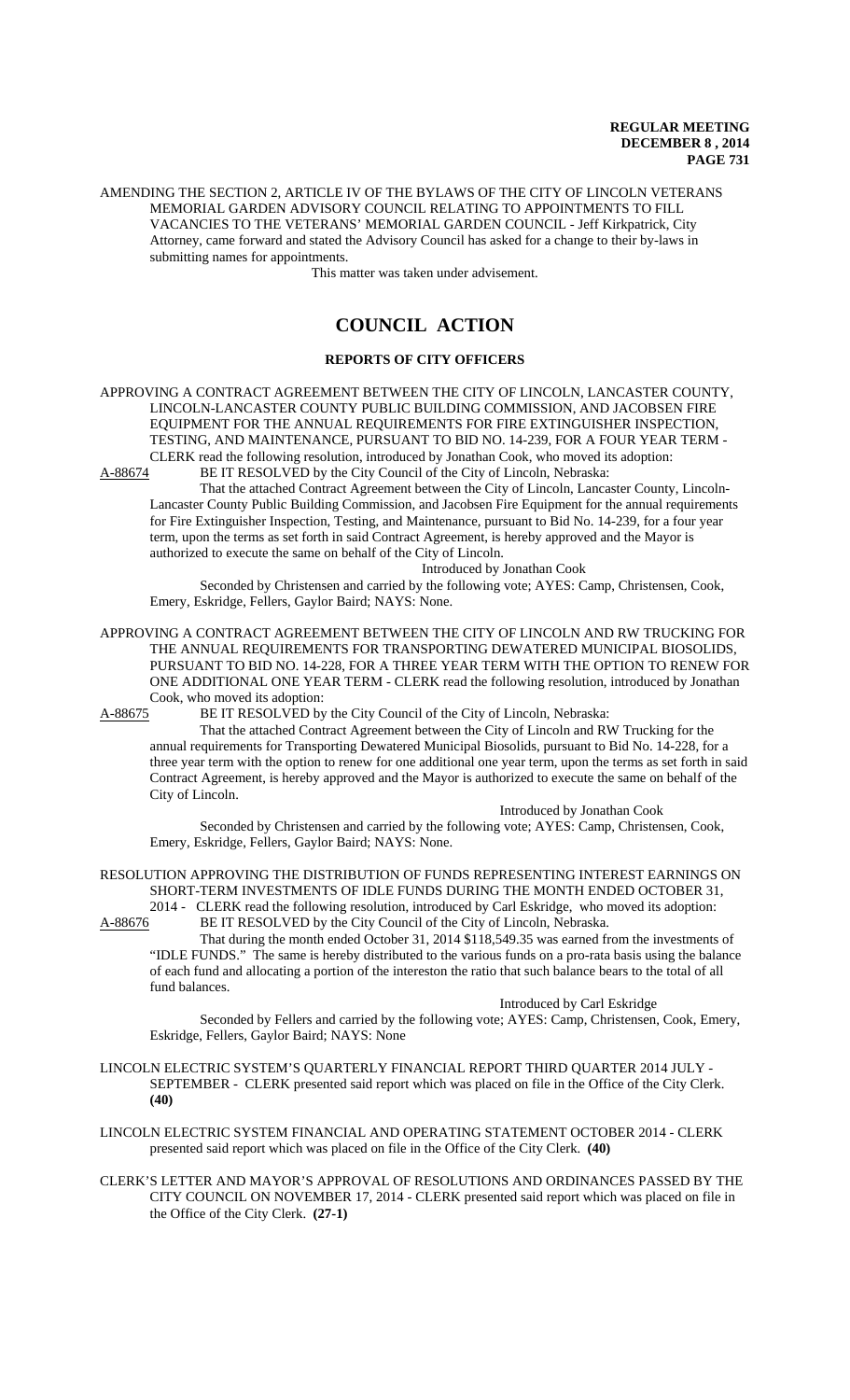AMENDING THE SECTION 2, ARTICLE IV OF THE BYLAWS OF THE CITY OF LINCOLN VETERANS MEMORIAL GARDEN ADVISORY COUNCIL RELATING TO APPOINTMENTS TO FILL VACANCIES TO THE VETERANS' MEMORIAL GARDEN COUNCIL - Jeff Kirkpatrick, City Attorney, came forward and stated the Advisory Council has asked for a change to their by-laws in submitting names for appointments.

This matter was taken under advisement.

# COUNCIL ACTION

## REPORTS OF CITY OFFICERS

APPROVING A CONTRACT AGREEMENT BETWEEN THE CITY OF LINCOLN, LANCASTER COUNTY, LINCOLN-LANCASTER COUNTY PUBLIC BUILDING COMMISSION, AND JACOBSEN FIRE EQUIPMENT FOR THE ANNUAL REQUIREMENTS FOR FIRE EXTINGUISHER INSPECTION, TESTING, AND MAINTENANCE, PURSUANT TO BID NO. 14-239, FOR A FOUR YEAR TERM - CLERK read the following resolution, introduced by Jonathan Cook, who moved its adoption:

A-88674 BE IT RESOLVED by the City Council of the City of Lincoln, Nebraska:

That the attached Contract Agreement between the City of Lincoln, Lancaster County, Lincoln-Lancaster County Public Building Commission, and Jacobsen Fire Equipment for the annual requirements for Fire Extinguisher Inspection, Testing, and Maintenance, pursuant to Bid No. 14-239, for a four year term, upon the terms as set forth in said Contract Agreement, is hereby approved and the Mayor is authorized to execute the same on behalf of the City of Lincoln.

Introduced by Jonathan Cook

Seconded by Christensen and carried by the following vote; AYES: Camp, Christensen, Cook, Emery, Eskridge, Fellers, Gaylor Baird; NAYS: None.

APPROVING A CONTRACT AGREEMENT BETWEEN THE CITY OF LINCOLN AND RW TRUCKING FOR THE ANNUAL REQUIREMENTS FOR TRANSPORTING DEWATERED MUNICIPAL BIOSOLIDS, PURSUANT TO BID NO. 14-228, FOR A THREE YEAR TERM WITH THE OPTION TO RENEW FOR ONE ADDITIONAL ONE YEAR TERM - CLERK read the following resolution, introduced by Jonathan Cook, who moved its adoption:

A-88675 BE IT RESOLVED by the City Council of the City of Lincoln, Nebraska:

That the attached Contract Agreement between the City of Lincoln and RW Trucking for the annual requirements for Transporting Dewatered Municipal Biosolids, pursuant to Bid No. 14-228, for a three year term with the option to renew for one additional one year term, upon the terms as set forth in said Contract Agreement, is hereby approved and the Mayor is authorized to execute the same on behalf of the City of Lincoln.

Introduced by Jonathan Cook

Seconded by Christensen and carried by the following vote; AYES: Camp, Christensen, Cook, Emery, Eskridge, Fellers, Gaylor Baird; NAYS: None.

RESOLUTION APPROVING THE DISTRIBUTION OF FUNDS REPRESENTING INTEREST EARNINGS ON SHORT-TERM INVESTMENTS OF IDLE FUNDS DURING THE MONTH ENDED OCTOBER 31, 2014 - CLERK read the following resolution, introduced by Carl Eskridge, who moved its adoption:

A-88676 BE IT RESOLVED by the City Council of the City of Lincoln, Nebraska.

That during the month ended October 31, 2014 $118,549.35 was earned from the investments of "IDLE FUNDS." The same is hereby distributed to the various funds on a pro-rata basis using the balance of each fund and allocating a portion of the intereston the ratio that such balance bears to the total of all fund balances.

Introduced by Carl Eskridge

Seconded by Fellers and carried by the following vote; AYES: Camp, Christensen, Cook, Emery, Eskridge, Fellers, Gaylor Baird; NAYS: None

LINCOLN ELECTRIC SYSTEM'S QUARTERLY FINANCIAL REPORT THIRD QUARTER 2014 JULY - SEPTEMBER - CLERK presented said report which was placed on file in the Office of the City Clerk. **(40)**

LINCOLN ELECTRIC SYSTEM FINANCIAL AND OPERATING STATEMENT OCTOBER 2014 - CLERK presented said report which was placed on file in the Office of the City Clerk. **(40)**

CLERK'S LETTER AND MAYOR'S APPROVAL OF RESOLUTIONS AND ORDINANCES PASSED BY THE CITY COUNCIL ON NOVEMBER 17, 2014 - CLERK presented said report which was placed on file in the Office of the City Clerk. **(27-1)**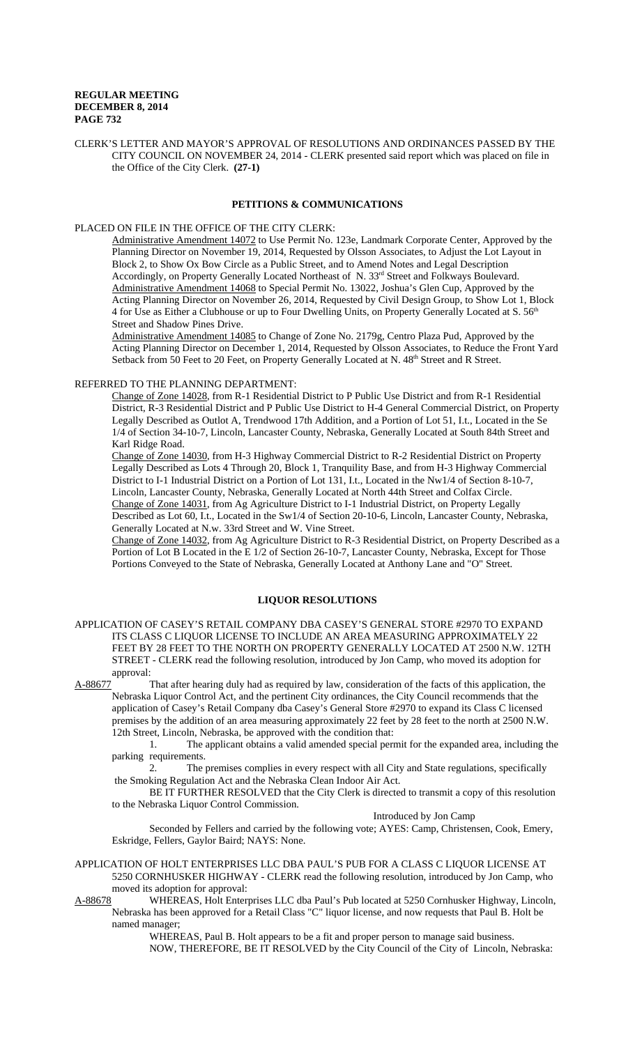CLERK'S LETTER AND MAYOR'S APPROVAL OF RESOLUTIONS AND ORDINANCES PASSED BY THE CITY COUNCIL ON NOVEMBER 24, 2014 - CLERK presented said report which was placed on file in the Office of the City Clerk. **(27-1)**

## PETITIONS & COMMUNICATIONS

PLACED ON FILE IN THE OFFICE OF THE CITY CLERK:

Administrative Amendment 14072 to Use Permit No. 123e, Landmark Corporate Center, Approved by the Planning Director on November 19, 2014, Requested by Olsson Associates, to Adjust the Lot Layout in Block 2, to Show Ox Bow Circle as a Public Street, and to Amend Notes and Legal Description Accordingly, on Property Generally Located Northeast of N. 33rd Street and Folkways Boulevard.

Administrative Amendment 14068 to Special Permit No. 13022, Joshua's Glen Cup, Approved by the Acting Planning Director on November 26, 2014, Requested by Civil Design Group, to Show Lot 1, Block 4 for Use as Either a Clubhouse or up to Four Dwelling Units, on Property Generally Located at S. 56th Street and Shadow Pines Drive.

Administrative Amendment 14085 to Change of Zone No. 2179g, Centro Plaza Pud, Approved by the Acting Planning Director on December 1, 2014, Requested by Olsson Associates, to Reduce the Front Yard Setback from 50 Feet to 20 Feet, on Property Generally Located at N. 48th Street and R Street.

REFERRED TO THE PLANNING DEPARTMENT:

Change of Zone 14028, from R-1 Residential District to P Public Use District and from R-1 Residential District, R-3 Residential District and P Public Use District to H-4 General Commercial District, on Property Legally Described as Outlot A, Trendwood 17th Addition, and a Portion of Lot 51, I.t., Located in the Se 1/4 of Section 34-10-7, Lincoln, Lancaster County, Nebraska, Generally Located at South 84th Street and Karl Ridge Road.

Change of Zone 14030, from H-3 Highway Commercial District to R-2 Residential District on Property Legally Described as Lots 4 Through 20, Block 1, Tranquility Base, and from H-3 Highway Commercial District to I-1 Industrial District on a Portion of Lot 131, I.t., Located in the Nw1/4 of Section 8-10-7, Lincoln, Lancaster County, Nebraska, Generally Located at North 44th Street and Colfax Circle.

Change of Zone 14031, from Ag Agriculture District to I-1 Industrial District, on Property Legally Described as Lot 60, I.t., Located in the Sw1/4 of Section 20-10-6, Lincoln, Lancaster County, Nebraska, Generally Located at N.w. 33rd Street and W. Vine Street.

Change of Zone 14032, from Ag Agriculture District to R-3 Residential District, on Property Described as a Portion of Lot B Located in the E 1/2 of Section 26-10-7, Lancaster County, Nebraska, Except for Those Portions Conveyed to the State of Nebraska, Generally Located at Anthony Lane and "O" Street.

## LIQUOR RESOLUTIONS

APPLICATION OF CASEY'S RETAIL COMPANY DBA CASEY'S GENERAL STORE #2970 TO EXPAND ITS CLASS C LIQUOR LICENSE TO INCLUDE AN AREA MEASURING APPROXIMATELY 22 FEET BY 28 FEET TO THE NORTH ON PROPERTY GENERALLY LOCATED AT 2500 N.W. 12TH STREET - CLERK read the following resolution, introduced by Jon Camp, who moved its adoption for approval:

A-88677 That after hearing duly had as required by law, consideration of the facts of this application, the Nebraska Liquor Control Act, and the pertinent City ordinances, the City Council recommends that the application of Casey's Retail Company dba Casey's General Store #2970 to expand its Class C licensed premises by the addition of an area measuring approximately 22 feet by 28 feet to the north at 2500 N.W. 12th Street, Lincoln, Nebraska, be approved with the condition that:

1. The applicant obtains a valid amended special permit for the expanded area, including the parking requirements.
2. The premises complies in every respect with all City and State regulations, specifically the Smoking Regulation Act and the Nebraska Clean Indoor Air Act.

BE IT FURTHER RESOLVED that the City Clerk is directed to transmit a copy of this resolution to the Nebraska Liquor Control Commission.

Introduced by Jon Camp

Seconded by Fellers and carried by the following vote; AYES: Camp, Christensen, Cook, Emery, Eskridge, Fellers, Gaylor Baird; NAYS: None.

APPLICATION OF HOLT ENTERPRISES LLC DBA PAUL'S PUB FOR A CLASS C LIQUOR LICENSE AT 5250 CORNHUSKER HIGHWAY - CLERK read the following resolution, introduced by Jon Camp, who moved its adoption for approval:

A-88678 WHEREAS, Holt Enterprises LLC dba Paul's Pub located at 5250 Cornhusker Highway, Lincoln, Nebraska has been approved for a Retail Class "C" liquor license, and now requests that Paul B. Holt be named manager;

WHEREAS, Paul B. Holt appears to be a fit and proper person to manage said business.

NOW, THEREFORE, BE IT RESOLVED by the City Council of the City of Lincoln, Nebraska: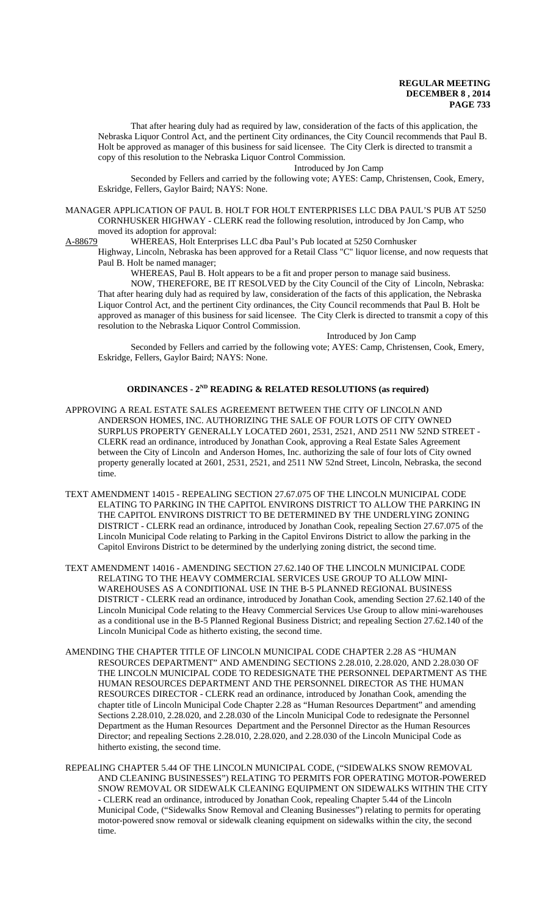That after hearing duly had as required by law, consideration of the facts of this application, the Nebraska Liquor Control Act, and the pertinent City ordinances, the City Council recommends that Paul B. Holt be approved as manager of this business for said licensee. The City Clerk is directed to transmit a copy of this resolution to the Nebraska Liquor Control Commission.

Introduced by Jon Camp

Seconded by Fellers and carried by the following vote; AYES: Camp, Christensen, Cook, Emery, Eskridge, Fellers, Gaylor Baird; NAYS: None.

MANAGER APPLICATION OF PAUL B. HOLT FOR HOLT ENTERPRISES LLC DBA PAUL'S PUB AT 5250 CORNHUSKER HIGHWAY - CLERK read the following resolution, introduced by Jon Camp, who moved its adoption for approval:

A-88679 WHEREAS, Holt Enterprises LLC dba Paul's Pub located at 5250 Cornhusker Highway, Lincoln, Nebraska has been approved for a Retail Class "C" liquor license, and now requests that Paul B. Holt be named manager;

WHEREAS, Paul B. Holt appears to be a fit and proper person to manage said business.

NOW, THEREFORE, BE IT RESOLVED by the City Council of the City of Lincoln, Nebraska: That after hearing duly had as required by law, consideration of the facts of this application, the Nebraska Liquor Control Act, and the pertinent City ordinances, the City Council recommends that Paul B. Holt be approved as manager of this business for said licensee. The City Clerk is directed to transmit a copy of this resolution to the Nebraska Liquor Control Commission.

Introduced by Jon Camp

Seconded by Fellers and carried by the following vote; AYES: Camp, Christensen, Cook, Emery, Eskridge, Fellers, Gaylor Baird; NAYS: None.

## ORDINANCES - 2ND READING & RELATED RESOLUTIONS (as required)

APPROVING A REAL ESTATE SALES AGREEMENT BETWEEN THE CITY OF LINCOLN AND ANDERSON HOMES, INC. AUTHORIZING THE SALE OF FOUR LOTS OF CITY OWNED SURPLUS PROPERTY GENERALLY LOCATED 2601, 2531, 2521, AND 2511 NW 52ND STREET - CLERK read an ordinance, introduced by Jonathan Cook, approving a Real Estate Sales Agreement between the City of Lincoln and Anderson Homes, Inc. authorizing the sale of four lots of City owned property generally located at 2601, 2531, 2521, and 2511 NW 52nd Street, Lincoln, Nebraska, the second time.

TEXT AMENDMENT 14015 - REPEALING SECTION 27.67.075 OF THE LINCOLN MUNICIPAL CODE ELATING TO PARKING IN THE CAPITOL ENVIRONS DISTRICT TO ALLOW THE PARKING IN THE CAPITOL ENVIRONS DISTRICT TO BE DETERMINED BY THE UNDERLYING ZONING DISTRICT - CLERK read an ordinance, introduced by Jonathan Cook, repealing Section 27.67.075 of the Lincoln Municipal Code relating to Parking in the Capitol Environs District to allow the parking in the Capitol Environs District to be determined by the underlying zoning district, the second time.

TEXT AMENDMENT 14016 - AMENDING SECTION 27.62.140 OF THE LINCOLN MUNICIPAL CODE RELATING TO THE HEAVY COMMERCIAL SERVICES USE GROUP TO ALLOW MINI-WAREHOUSES AS A CONDITIONAL USE IN THE B-5 PLANNED REGIONAL BUSINESS DISTRICT - CLERK read an ordinance, introduced by Jonathan Cook, amending Section 27.62.140 of the Lincoln Municipal Code relating to the Heavy Commercial Services Use Group to allow mini-warehouses as a conditional use in the B-5 Planned Regional Business District; and repealing Section 27.62.140 of the Lincoln Municipal Code as hitherto existing, the second time.

AMENDING THE CHAPTER TITLE OF LINCOLN MUNICIPAL CODE CHAPTER 2.28 AS "HUMAN RESOURCES DEPARTMENT" AND AMENDING SECTIONS 2.28.010, 2.28.020, AND 2.28.030 OF THE LINCOLN MUNICIPAL CODE TO REDESIGNATE THE PERSONNEL DEPARTMENT AS THE HUMAN RESOURCES DEPARTMENT AND THE PERSONNEL DIRECTOR AS THE HUMAN RESOURCES DIRECTOR - CLERK read an ordinance, introduced by Jonathan Cook, amending the chapter title of Lincoln Municipal Code Chapter 2.28 as "Human Resources Department" and amending Sections 2.28.010, 2.28.020, and 2.28.030 of the Lincoln Municipal Code to redesignate the Personnel Department as the Human Resources Department and the Personnel Director as the Human Resources Director; and repealing Sections 2.28.010, 2.28.020, and 2.28.030 of the Lincoln Municipal Code as hitherto existing, the second time.

REPEALING CHAPTER 5.44 OF THE LINCOLN MUNICIPAL CODE, ("SIDEWALKS SNOW REMOVAL AND CLEANING BUSINESSES") RELATING TO PERMITS FOR OPERATING MOTOR-POWERED SNOW REMOVAL OR SIDEWALK CLEANING EQUIPMENT ON SIDEWALKS WITHIN THE CITY - CLERK read an ordinance, introduced by Jonathan Cook, repealing Chapter 5.44 of the Lincoln Municipal Code, ("Sidewalks Snow Removal and Cleaning Businesses") relating to permits for operating motor-powered snow removal or sidewalk cleaning equipment on sidewalks within the city, the second time.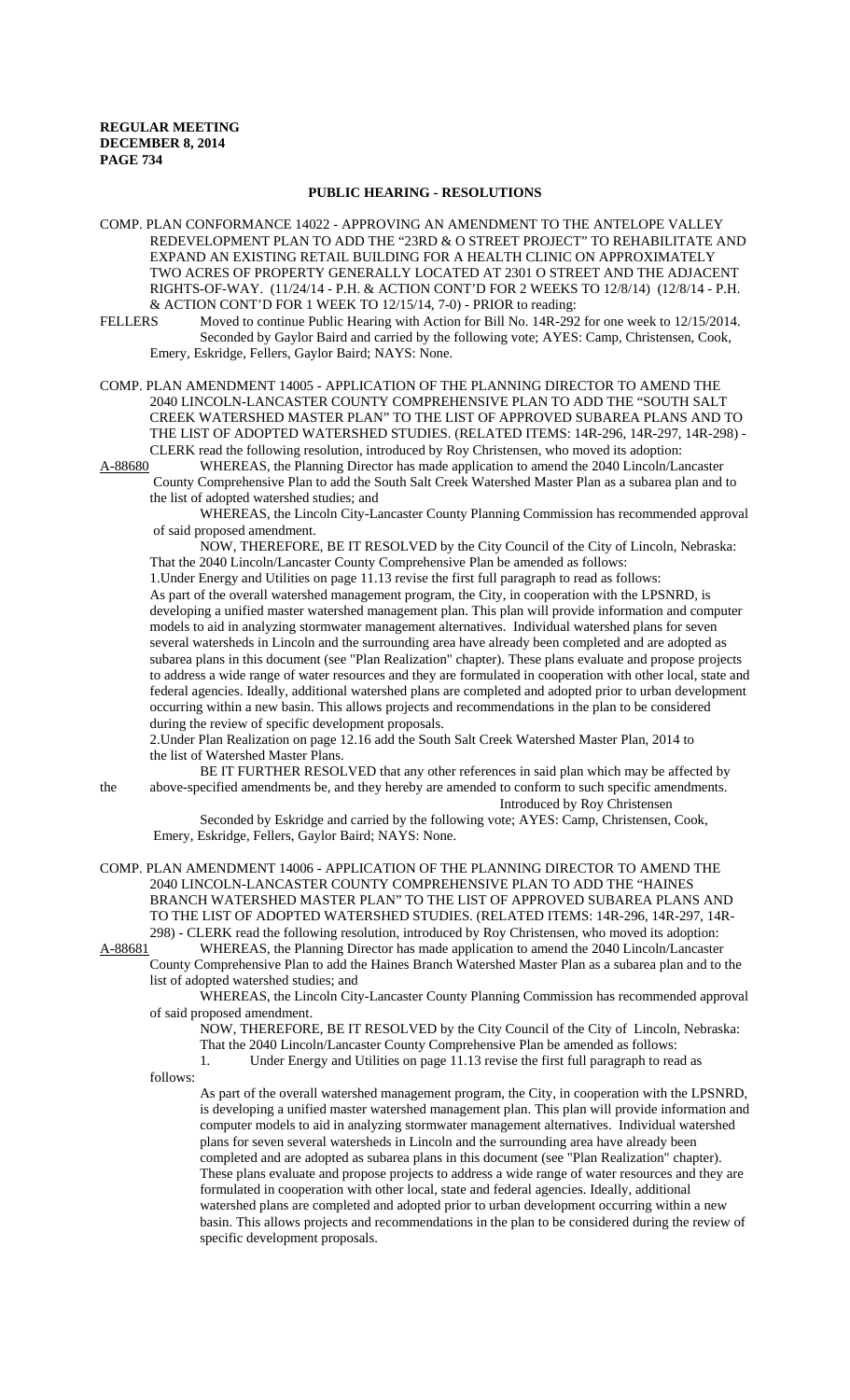## PUBLIC HEARING - RESOLUTIONS

COMP. PLAN CONFORMANCE 14022 - APPROVING AN AMENDMENT TO THE ANTELOPE VALLEY REDEVELOPMENT PLAN TO ADD THE "23RD & O STREET PROJECT" TO REHABILITATE AND EXPAND AN EXISTING RETAIL BUILDING FOR A HEALTH CLINIC ON APPROXIMATELY TWO ACRES OF PROPERTY GENERALLY LOCATED AT 2301 O STREET AND THE ADJACENT RIGHTS-OF-WAY. (11/24/14 - P.H. & ACTION CONT'D FOR 2 WEEKS TO 12/8/14) (12/8/14 - P.H. & ACTION CONT'D FOR 1 WEEK TO 12/15/14, 7-0) - PRIOR to reading:

FELLERS Moved to continue Public Hearing with Action for Bill No. 14R-292 for one week to 12/15/2014. Seconded by Gaylor Baird and carried by the following vote; AYES: Camp, Christensen, Cook, Emery, Eskridge, Fellers, Gaylor Baird; NAYS: None.

COMP. PLAN AMENDMENT 14005 - APPLICATION OF THE PLANNING DIRECTOR TO AMEND THE 2040 LINCOLN-LANCASTER COUNTY COMPREHENSIVE PLAN TO ADD THE "SOUTH SALT CREEK WATERSHED MASTER PLAN" TO THE LIST OF APPROVED SUBAREA PLANS AND TO THE LIST OF ADOPTED WATERSHED STUDIES. (RELATED ITEMS: 14R-296, 14R-297, 14R-298) - CLERK read the following resolution, introduced by Roy Christensen, who moved its adoption:

A-88680 WHEREAS, the Planning Director has made application to amend the 2040 Lincoln/Lancaster County Comprehensive Plan to add the South Salt Creek Watershed Master Plan as a subarea plan and to the list of adopted watershed studies; and

WHEREAS, the Lincoln City-Lancaster County Planning Commission has recommended approval of said proposed amendment.

NOW, THEREFORE, BE IT RESOLVED by the City Council of the City of Lincoln, Nebraska: That the 2040 Lincoln/Lancaster County Comprehensive Plan be amended as follows:

1.Under Energy and Utilities on page 11.13 revise the first full paragraph to read as follows:

As part of the overall watershed management program, the City, in cooperation with the LPSNRD, is developing a unified master watershed management plan. This plan will provide information and computer models to aid in analyzing stormwater management alternatives. Individual watershed plans for seven several watersheds in Lincoln and the surrounding area have already been completed and are adopted as subarea plans in this document (see "Plan Realization" chapter). These plans evaluate and propose projects to address a wide range of water resources and they are formulated in cooperation with other local, state and federal agencies. Ideally, additional watershed plans are completed and adopted prior to urban development occurring within a new basin. This allows projects and recommendations in the plan to be considered during the review of specific development proposals.

2.Under Plan Realization on page 12.16 add the South Salt Creek Watershed Master Plan, 2014 to the list of Watershed Master Plans.

BE IT FURTHER RESOLVED that any other references in said plan which may be affected by the above-specified amendments be, and they hereby are amended to conform to such specific amendments.

Introduced by Roy Christensen

Seconded by Eskridge and carried by the following vote; AYES: Camp, Christensen, Cook, Emery, Eskridge, Fellers, Gaylor Baird; NAYS: None.

COMP. PLAN AMENDMENT 14006 - APPLICATION OF THE PLANNING DIRECTOR TO AMEND THE 2040 LINCOLN-LANCASTER COUNTY COMPREHENSIVE PLAN TO ADD THE "HAINES BRANCH WATERSHED MASTER PLAN" TO THE LIST OF APPROVED SUBAREA PLANS AND TO THE LIST OF ADOPTED WATERSHED STUDIES. (RELATED ITEMS: 14R-296, 14R-297, 14R-298) - CLERK read the following resolution, introduced by Roy Christensen, who moved its adoption:

A-88681 WHEREAS, the Planning Director has made application to amend the 2040 Lincoln/Lancaster County Comprehensive Plan to add the Haines Branch Watershed Master Plan as a subarea plan and to the list of adopted watershed studies; and

WHEREAS, the Lincoln City-Lancaster County Planning Commission has recommended approval of said proposed amendment.

NOW, THEREFORE, BE IT RESOLVED by the City Council of the City of Lincoln, Nebraska: That the 2040 Lincoln/Lancaster County Comprehensive Plan be amended as follows:

1. Under Energy and Utilities on page 11.13 revise the first full paragraph to read as follows:

As part of the overall watershed management program, the City, in cooperation with the LPSNRD, is developing a unified master watershed management plan. This plan will provide information and computer models to aid in analyzing stormwater management alternatives. Individual watershed plans for seven several watersheds in Lincoln and the surrounding area have already been completed and are adopted as subarea plans in this document (see "Plan Realization" chapter). These plans evaluate and propose projects to address a wide range of water resources and they are formulated in cooperation with other local, state and federal agencies. Ideally, additional watershed plans are completed and adopted prior to urban development occurring within a new basin. This allows projects and recommendations in the plan to be considered during the review of specific development proposals.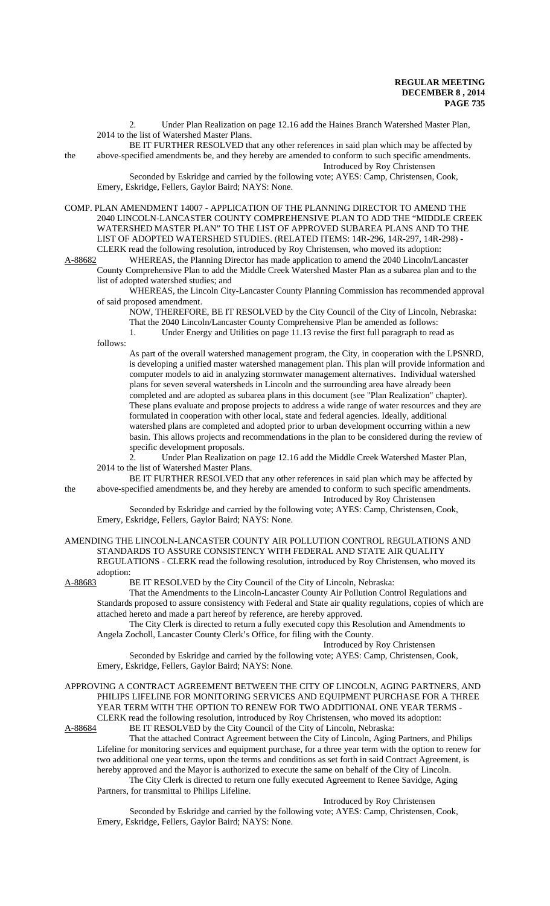2. Under Plan Realization on page 12.16 add the Haines Branch Watershed Master Plan, 2014 to the list of Watershed Master Plans.

BE IT FURTHER RESOLVED that any other references in said plan which may be affected by the above-specified amendments be, and they hereby are amended to conform to such specific amendments.

Introduced by Roy Christensen

Seconded by Eskridge and carried by the following vote; AYES: Camp, Christensen, Cook, Emery, Eskridge, Fellers, Gaylor Baird; NAYS: None.

COMP. PLAN AMENDMENT 14007 - APPLICATION OF THE PLANNING DIRECTOR TO AMEND THE 2040 LINCOLN-LANCASTER COUNTY COMPREHENSIVE PLAN TO ADD THE "MIDDLE CREEK WATERSHED MASTER PLAN" TO THE LIST OF APPROVED SUBAREA PLANS AND TO THE LIST OF ADOPTED WATERSHED STUDIES. (RELATED ITEMS: 14R-296, 14R-297, 14R-298) - CLERK read the following resolution, introduced by Roy Christensen, who moved its adoption:

A-88682 WHEREAS, the Planning Director has made application to amend the 2040 Lincoln/Lancaster County Comprehensive Plan to add the Middle Creek Watershed Master Plan as a subarea plan and to the list of adopted watershed studies; and

WHEREAS, the Lincoln City-Lancaster County Planning Commission has recommended approval of said proposed amendment.

NOW, THEREFORE, BE IT RESOLVED by the City Council of the City of Lincoln, Nebraska:

That the 2040 Lincoln/Lancaster County Comprehensive Plan be amended as follows:

1. Under Energy and Utilities on page 11.13 revise the first full paragraph to read as follows:

As part of the overall watershed management program, the City, in cooperation with the LPSNRD, is developing a unified master watershed management plan. This plan will provide information and computer models to aid in analyzing stormwater management alternatives. Individual watershed plans for seven several watersheds in Lincoln and the surrounding area have already been completed and are adopted as subarea plans in this document (see "Plan Realization" chapter). These plans evaluate and propose projects to address a wide range of water resources and they are formulated in cooperation with other local, state and federal agencies. Ideally, additional watershed plans are completed and adopted prior to urban development occurring within a new basin. This allows projects and recommendations in the plan to be considered during the review of specific development proposals.

2. Under Plan Realization on page 12.16 add the Middle Creek Watershed Master Plan, 2014 to the list of Watershed Master Plans.

BE IT FURTHER RESOLVED that any other references in said plan which may be affected by the above-specified amendments be, and they hereby are amended to conform to such specific amendments.

Introduced by Roy Christensen

Seconded by Eskridge and carried by the following vote; AYES: Camp, Christensen, Cook, Emery, Eskridge, Fellers, Gaylor Baird; NAYS: None.

AMENDING THE LINCOLN-LANCASTER COUNTY AIR POLLUTION CONTROL REGULATIONS AND STANDARDS TO ASSURE CONSISTENCY WITH FEDERAL AND STATE AIR QUALITY REGULATIONS - CLERK read the following resolution, introduced by Roy Christensen, who moved its adoption:

A-88683 BE IT RESOLVED by the City Council of the City of Lincoln, Nebraska:

That the Amendments to the Lincoln-Lancaster County Air Pollution Control Regulations and Standards proposed to assure consistency with Federal and State air quality regulations, copies of which are attached hereto and made a part hereof by reference, are hereby approved.

The City Clerk is directed to return a fully executed copy this Resolution and Amendments to Angela Zocholl, Lancaster County Clerk's Office, for filing with the County.

Introduced by Roy Christensen

Seconded by Eskridge and carried by the following vote; AYES: Camp, Christensen, Cook, Emery, Eskridge, Fellers, Gaylor Baird; NAYS: None.

APPROVING A CONTRACT AGREEMENT BETWEEN THE CITY OF LINCOLN, AGING PARTNERS, AND PHILIPS LIFELINE FOR MONITORING SERVICES AND EQUIPMENT PURCHASE FOR A THREE YEAR TERM WITH THE OPTION TO RENEW FOR TWO ADDITIONAL ONE YEAR TERMS - CLERK read the following resolution, introduced by Roy Christensen, who moved its adoption:

A-88684 BE IT RESOLVED by the City Council of the City of Lincoln, Nebraska:

That the attached Contract Agreement between the City of Lincoln, Aging Partners, and Philips Lifeline for monitoring services and equipment purchase, for a three year term with the option to renew for two additional one year terms, upon the terms and conditions as set forth in said Contract Agreement, is hereby approved and the Mayor is authorized to execute the same on behalf of the City of Lincoln.

The City Clerk is directed to return one fully executed Agreement to Renee Savidge, Aging Partners, for transmittal to Philips Lifeline.

Introduced by Roy Christensen

Seconded by Eskridge and carried by the following vote; AYES: Camp, Christensen, Cook, Emery, Eskridge, Fellers, Gaylor Baird; NAYS: None.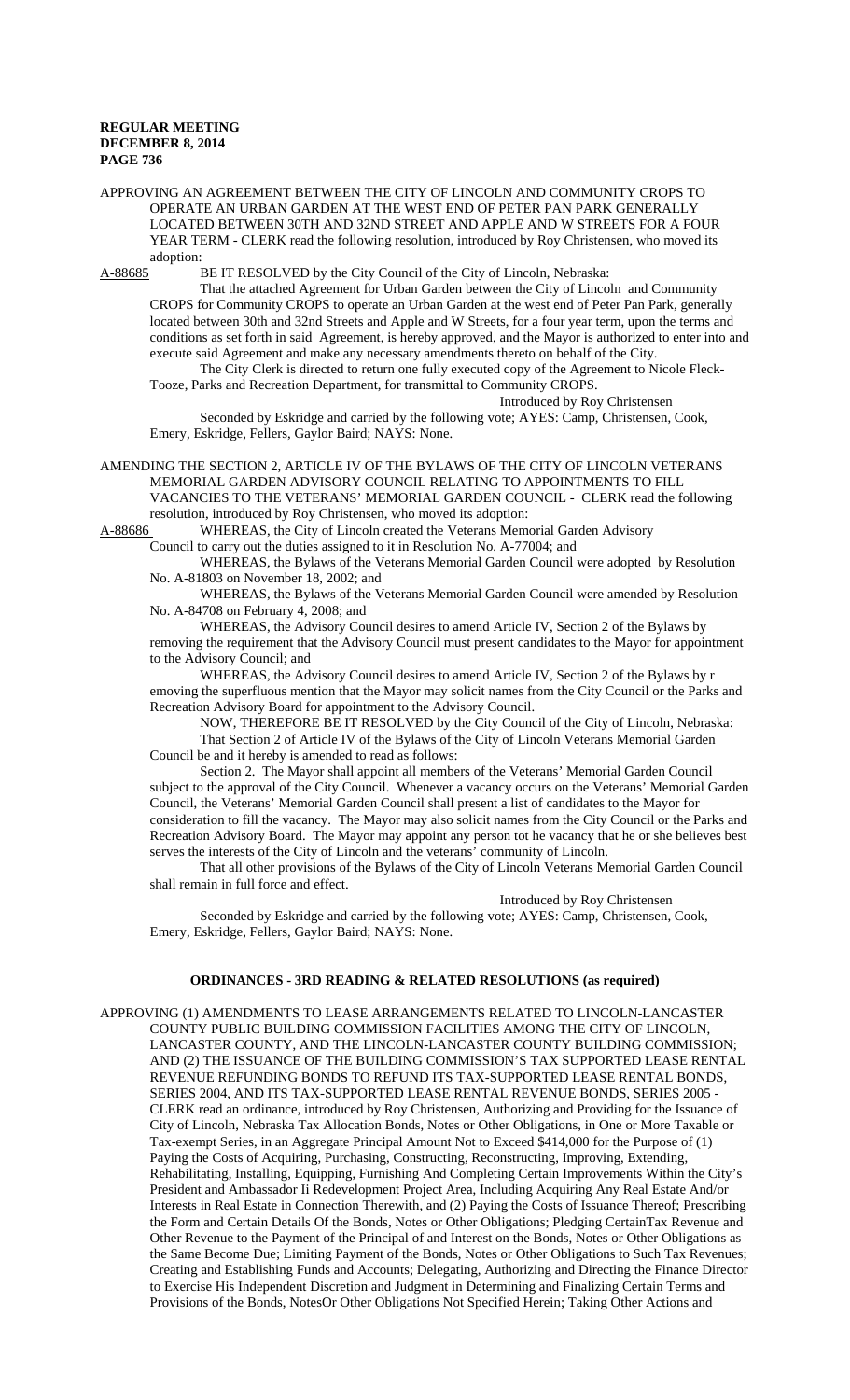APPROVING AN AGREEMENT BETWEEN THE CITY OF LINCOLN AND COMMUNITY CROPS TO OPERATE AN URBAN GARDEN AT THE WEST END OF PETER PAN PARK GENERALLY LOCATED BETWEEN 30TH AND 32ND STREET AND APPLE AND W STREETS FOR A FOUR YEAR TERM - CLERK read the following resolution, introduced by Roy Christensen, who moved its adoption:

A-88685 BE IT RESOLVED by the City Council of the City of Lincoln, Nebraska:

That the attached Agreement for Urban Garden between the City of Lincoln and Community CROPS for Community CROPS to operate an Urban Garden at the west end of Peter Pan Park, generally located between 30th and 32nd Streets and Apple and W Streets, for a four year term, upon the terms and conditions as set forth in said Agreement, is hereby approved, and the Mayor is authorized to enter into and execute said Agreement and make any necessary amendments thereto on behalf of the City.

The City Clerk is directed to return one fully executed copy of the Agreement to Nicole Fleck-Tooze, Parks and Recreation Department, for transmittal to Community CROPS.

Introduced by Roy Christensen

Seconded by Eskridge and carried by the following vote; AYES: Camp, Christensen, Cook, Emery, Eskridge, Fellers, Gaylor Baird; NAYS: None.

AMENDING THE SECTION 2, ARTICLE IV OF THE BYLAWS OF THE CITY OF LINCOLN VETERANS MEMORIAL GARDEN ADVISORY COUNCIL RELATING TO APPOINTMENTS TO FILL VACANCIES TO THE VETERANS' MEMORIAL GARDEN COUNCIL - CLERK read the following resolution, introduced by Roy Christensen, who moved its adoption:

A-88686 WHEREAS, the City of Lincoln created the Veterans Memorial Garden Advisory Council to carry out the duties assigned to it in Resolution No. A-77004; and

WHEREAS, the Bylaws of the Veterans Memorial Garden Council were adopted by Resolution No. A-81803 on November 18, 2002; and

WHEREAS, the Bylaws of the Veterans Memorial Garden Council were amended by Resolution No. A-84708 on February 4, 2008; and

WHEREAS, the Advisory Council desires to amend Article IV, Section 2 of the Bylaws by removing the requirement that the Advisory Council must present candidates to the Mayor for appointment to the Advisory Council; and

WHEREAS, the Advisory Council desires to amend Article IV, Section 2 of the Bylaws by r emoving the superfluous mention that the Mayor may solicit names from the City Council or the Parks and Recreation Advisory Board for appointment to the Advisory Council.

NOW, THEREFORE BE IT RESOLVED by the City Council of the City of Lincoln, Nebraska:

That Section 2 of Article IV of the Bylaws of the City of Lincoln Veterans Memorial Garden Council be and it hereby is amended to read as follows:

Section 2. The Mayor shall appoint all members of the Veterans' Memorial Garden Council subject to the approval of the City Council. Whenever a vacancy occurs on the Veterans' Memorial Garden Council, the Veterans' Memorial Garden Council shall present a list of candidates to the Mayor for consideration to fill the vacancy. The Mayor may also solicit names from the City Council or the Parks and Recreation Advisory Board. The Mayor may appoint any person tot he vacancy that he or she believes best serves the interests of the City of Lincoln and the veterans' community of Lincoln.

That all other provisions of the Bylaws of the City of Lincoln Veterans Memorial Garden Council shall remain in full force and effect.

Introduced by Roy Christensen

Seconded by Eskridge and carried by the following vote; AYES: Camp, Christensen, Cook, Emery, Eskridge, Fellers, Gaylor Baird; NAYS: None.

## ORDINANCES - 3RD READING & RELATED RESOLUTIONS (as required)

APPROVING (1) AMENDMENTS TO LEASE ARRANGEMENTS RELATED TO LINCOLN-LANCASTER COUNTY PUBLIC BUILDING COMMISSION FACILITIES AMONG THE CITY OF LINCOLN, LANCASTER COUNTY, AND THE LINCOLN-LANCASTER COUNTY BUILDING COMMISSION; AND (2) THE ISSUANCE OF THE BUILDING COMMISSION'S TAX SUPPORTED LEASE RENTAL REVENUE REFUNDING BONDS TO REFUND ITS TAX-SUPPORTED LEASE RENTAL BONDS, SERIES 2004, AND ITS TAX-SUPPORTED LEASE RENTAL REVENUE BONDS, SERIES 2005 - CLERK read an ordinance, introduced by Roy Christensen, Authorizing and Providing for the Issuance of City of Lincoln, Nebraska Tax Allocation Bonds, Notes or Other Obligations, in One or More Taxable or Tax-exempt Series, in an Aggregate Principal Amount Not to Exceed $414,000 for the Purpose of (1) Paying the Costs of Acquiring, Purchasing, Constructing, Reconstructing, Improving, Extending, Rehabilitating, Installing, Equipping, Furnishing And Completing Certain Improvements Within the City's President and Ambassador Ii Redevelopment Project Area, Including Acquiring Any Real Estate And/or Interests in Real Estate in Connection Therewith, and (2) Paying the Costs of Issuance Thereof; Prescribing the Form and Certain Details Of the Bonds, Notes or Other Obligations; Pledging CertainTax Revenue and Other Revenue to the Payment of the Principal of and Interest on the Bonds, Notes or Other Obligations as the Same Become Due; Limiting Payment of the Bonds, Notes or Other Obligations to Such Tax Revenues; Creating and Establishing Funds and Accounts; Delegating, Authorizing and Directing the Finance Director to Exercise His Independent Discretion and Judgment in Determining and Finalizing Certain Terms and Provisions of the Bonds, NotesOr Other Obligations Not Specified Herein; Taking Other Actions and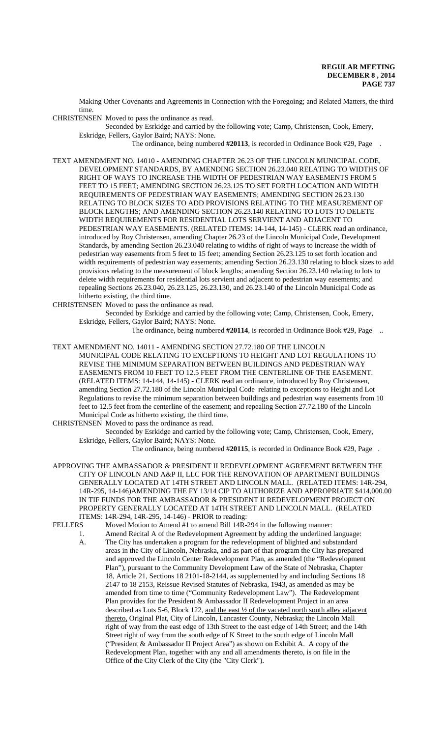Making Other Covenants and Agreements in Connection with the Foregoing; and Related Matters, the third time.

CHRISTENSEN Moved to pass the ordinance as read.

Seconded by Esrkidge and carried by the following vote; Camp, Christensen, Cook, Emery, Eskridge, Fellers, Gaylor Baird; NAYS: None.

The ordinance, being numbered **#20113**, is recorded in Ordinance Book #29, Page .

TEXT AMENDMENT NO. 14010 - AMENDING CHAPTER 26.23 OF THE LINCOLN MUNICIPAL CODE, DEVELOPMENT STANDARDS, BY AMENDING SECTION 26.23.040 RELATING TO WIDTHS OF RIGHT OF WAYS TO INCREASE THE WIDTH OF PEDESTRIAN WAY EASEMENTS FROM 5 FEET TO 15 FEET; AMENDING SECTION 26.23.125 TO SET FORTH LOCATION AND WIDTH REQUIREMENTS OF PEDESTRIAN WAY EASEMENTS; AMENDING SECTION 26.23.130 RELATING TO BLOCK SIZES TO ADD PROVISIONS RELATING TO THE MEASUREMENT OF BLOCK LENGTHS; AND AMENDING SECTION 26.23.140 RELATING TO LOTS TO DELETE WIDTH REQUIREMENTS FOR RESIDENTIAL LOTS SERVIENT AND ADJACENT TO PEDESTRIAN WAY EASEMENTS. (RELATED ITEMS: 14-144, 14-145) - CLERK read an ordinance, introduced by Roy Christensen, amending Chapter 26.23 of the Lincoln Municipal Code, Development Standards, by amending Section 26.23.040 relating to widths of right of ways to increase the width of pedestrian way easements from 5 feet to 15 feet; amending Section 26.23.125 to set forth location and width requirements of pedestrian way easements; amending Section 26.23.130 relating to block sizes to add provisions relating to the measurement of block lengths; amending Section 26.23.140 relating to lots to delete width requirements for residential lots servient and adjacent to pedestrian way easements; and repealing Sections 26.23.040, 26.23.125, 26.23.130, and 26.23.140 of the Lincoln Municipal Code as hitherto existing, the third time.

CHRISTENSEN Moved to pass the ordinance as read.

Seconded by Esrkidge and carried by the following vote; Camp, Christensen, Cook, Emery, Eskridge, Fellers, Gaylor Baird; NAYS: None.

The ordinance, being numbered **#20114**, is recorded in Ordinance Book #29, Page ..

TEXT AMENDMENT NO. 14011 - AMENDING SECTION 27.72.180 OF THE LINCOLN MUNICIPAL CODE RELATING TO EXCEPTIONS TO HEIGHT AND LOT REGULATIONS TO REVISE THE MINIMUM SEPARATION BETWEEN BUILDINGS AND PEDESTRIAN WAY EASEMENTS FROM 10 FEET TO 12.5 FEET FROM THE CENTERLINE OF THE EASEMENT. (RELATED ITEMS: 14-144, 14-145) - CLERK read an ordinance, introduced by Roy Christensen, amending Section 27.72.180 of the Lincoln Municipal Code relating to exceptions to Height and Lot Regulations to revise the minimum separation between buildings and pedestrian way easements from 10 feet to 12.5 feet from the centerline of the easement; and repealing Section 27.72.180 of the Lincoln Municipal Code as hitherto existing, the third time.

CHRISTENSEN Moved to pass the ordinance as read.

Seconded by Esrkidge and carried by the following vote; Camp, Christensen, Cook, Emery, Eskridge, Fellers, Gaylor Baird; NAYS: None.

The ordinance, being numbered #**20115**, is recorded in Ordinance Book #29, Page .

APPROVING THE AMBASSADOR & PRESIDENT II REDEVELOPMENT AGREEMENT BETWEEN THE CITY OF LINCOLN AND A&P II, LLC FOR THE RENOVATION OF APARTMENT BUILDINGS GENERALLY LOCATED AT 14TH STREET AND LINCOLN MALL. (RELATED ITEMS: 14R-294, 14R-295, 14-146)AMENDING THE FY 13/14 CIP TO AUTHORIZE AND APPROPRIATE $414,000.00 IN TIF FUNDS FOR THE AMBASSADOR & PRESIDENT II REDEVELOPMENT PROJECT ON PROPERTY GENERALLY LOCATED AT 14TH STREET AND LINCOLN MALL. (RELATED ITEMS: 14R-294, 14R-295, 14-146) - PRIOR to reading:

FELLERS Moved Motion to Amend #1 to amend Bill 14R-294 in the following manner:

1. Amend Recital A of the Redevelopment Agreement by adding the underlined language:

A. The City has undertaken a program for the redevelopment of blighted and substandard areas in the City of Lincoln, Nebraska, and as part of that program the City has prepared and approved the Lincoln Center Redevelopment Plan, as amended (the "Redevelopment Plan"), pursuant to the Community Development Law of the State of Nebraska, Chapter 18, Article 21, Sections 18 2101-18-2144, as supplemented by and including Sections 18 2147 to 18 2153, Reissue Revised Statutes of Nebraska, 1943, as amended as may be amended from time to time ("Community Redevelopment Law"). The Redevelopment Plan provides for the President & Ambassador II Redevelopment Project in an area described as Lots 5-6, Block 122, <u>and the east ½ of the vacated north south alley adjacent thereto,</u> Original Plat, City of Lincoln, Lancaster County, Nebraska; the Lincoln Mall right of way from the east edge of 13th Street to the east edge of 14th Street; and the 14th Street right of way from the south edge of K Street to the south edge of Lincoln Mall ("President & Ambassador II Project Area") as shown on Exhibit A. A copy of the Redevelopment Plan, together with any and all amendments thereto, is on file in the Office of the City Clerk of the City (the "City Clerk").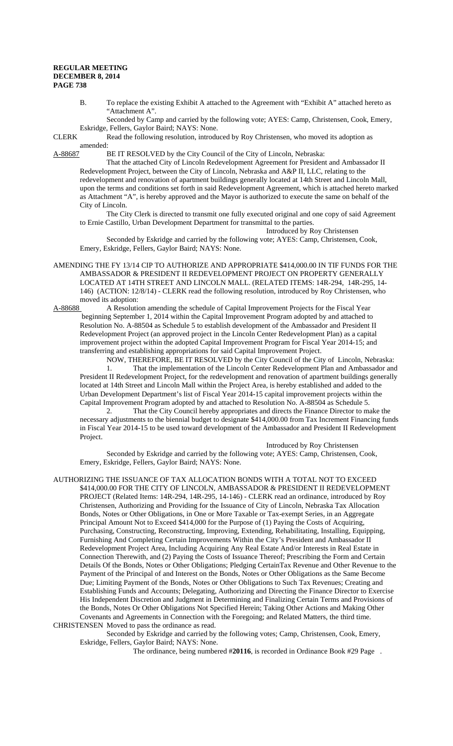B. To replace the existing Exhibit A attached to the Agreement with "Exhibit A" attached hereto as "Attachment A".

Seconded by Camp and carried by the following vote; AYES: Camp, Christensen, Cook, Emery, Eskridge, Fellers, Gaylor Baird; NAYS: None.

CLERK Read the following resolution, introduced by Roy Christensen, who moved its adoption as amended:

A-88687 BE IT RESOLVED by the City Council of the City of Lincoln, Nebraska:

That the attached City of Lincoln Redevelopment Agreement for President and Ambassador II Redevelopment Project, between the City of Lincoln, Nebraska and A&P II, LLC, relating to the redevelopment and renovation of apartment buildings generally located at 14th Street and Lincoln Mall, upon the terms and conditions set forth in said Redevelopment Agreement, which is attached hereto marked as Attachment "A", is hereby approved and the Mayor is authorized to execute the same on behalf of the City of Lincoln.

The City Clerk is directed to transmit one fully executed original and one copy of said Agreement to Ernie Castillo, Urban Development Department for transmittal to the parties.

Introduced by Roy Christensen

Seconded by Eskridge and carried by the following vote; AYES: Camp, Christensen, Cook, Emery, Eskridge, Fellers, Gaylor Baird; NAYS: None.

AMENDING THE FY 13/14 CIP TO AUTHORIZE AND APPROPRIATE $414,000.00 IN TIF FUNDS FOR THE AMBASSADOR & PRESIDENT II REDEVELOPMENT PROJECT ON PROPERTY GENERALLY LOCATED AT 14TH STREET AND LINCOLN MALL. (RELATED ITEMS: 14R-294, 14R-295, 14-146) (ACTION: 12/8/14) - CLERK read the following resolution, introduced by Roy Christensen, who moved its adoption:

A-88688 A Resolution amending the schedule of Capital Improvement Projects for the Fiscal Year beginning September 1, 2014 within the Capital Improvement Program adopted by and attached to Resolution No. A-88504 as Schedule 5 to establish development of the Ambassador and President II Redevelopment Project (an approved project in the Lincoln Center Redevelopment Plan) as a capital improvement project within the adopted Capital Improvement Program for Fiscal Year 2014-15; and transferring and establishing appropriations for said Capital Improvement Project.

NOW, THEREFORE, BE IT RESOLVED by the City Council of the City of Lincoln, Nebraska:

1. That the implementation of the Lincoln Center Redevelopment Plan and Ambassador and President II Redevelopment Project, for the redevelopment and renovation of apartment buildings generally located at 14th Street and Lincoln Mall within the Project Area, is hereby established and added to the Urban Development Department's list of Fiscal Year 2014-15 capital improvement projects within the Capital Improvement Program adopted by and attached to Resolution No. A-88504 as Schedule 5.

2. That the City Council hereby appropriates and directs the Finance Director to make the necessary adjustments to the biennial budget to designate $414,000.00 from Tax Increment Financing funds in Fiscal Year 2014-15 to be used toward development of the Ambassador and President II Redevelopment Project.

Introduced by Roy Christensen

Seconded by Eskridge and carried by the following vote; AYES: Camp, Christensen, Cook, Emery, Eskridge, Fellers, Gaylor Baird; NAYS: None.

AUTHORIZING THE ISSUANCE OF TAX ALLOCATION BONDS WITH A TOTAL NOT TO EXCEED $414,000.00 FOR THE CITY OF LINCOLN, AMBASSADOR & PRESIDENT II REDEVELOPMENT PROJECT (Related Items: 14R-294, 14R-295, 14-146) - CLERK read an ordinance, introduced by Roy Christensen, Authorizing and Providing for the Issuance of City of Lincoln, Nebraska Tax Allocation Bonds, Notes or Other Obligations, in One or More Taxable or Tax-exempt Series, in an Aggregate Principal Amount Not to Exceed $414,000 for the Purpose of (1) Paying the Costs of Acquiring, Purchasing, Constructing, Reconstructing, Improving, Extending, Rehabilitating, Installing, Equipping, Furnishing And Completing Certain Improvements Within the City's President and Ambassador II Redevelopment Project Area, Including Acquiring Any Real Estate And/or Interests in Real Estate in Connection Therewith, and (2) Paying the Costs of Issuance Thereof; Prescribing the Form and Certain Details Of the Bonds, Notes or Other Obligations; Pledging CertainTax Revenue and Other Revenue to the Payment of the Principal of and Interest on the Bonds, Notes or Other Obligations as the Same Become Due; Limiting Payment of the Bonds, Notes or Other Obligations to Such Tax Revenues; Creating and Establishing Funds and Accounts; Delegating, Authorizing and Directing the Finance Director to Exercise His Independent Discretion and Judgment in Determining and Finalizing Certain Terms and Provisions of the Bonds, Notes Or Other Obligations Not Specified Herein; Taking Other Actions and Making Other Covenants and Agreements in Connection with the Foregoing; and Related Matters, the third time.

CHRISTENSEN Moved to pass the ordinance as read.

Seconded by Eskridge and carried by the following votes; Camp, Christensen, Cook, Emery, Eskridge, Fellers, Gaylor Baird; NAYS: None.

The ordinance, being numbered **#20116**, is recorded in Ordinance Book #29 Page .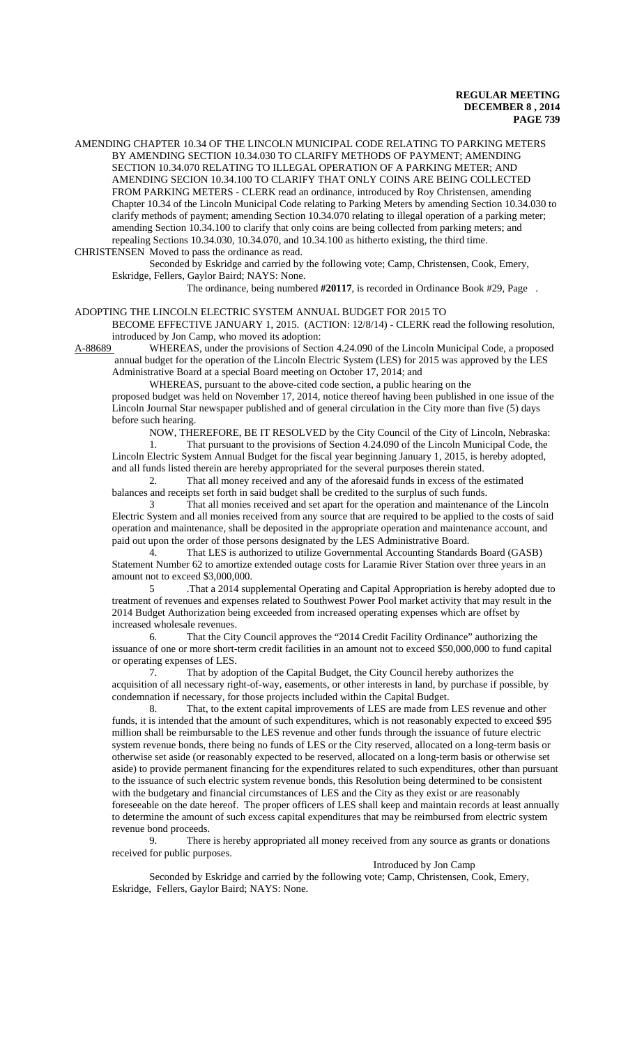AMENDING CHAPTER 10.34 OF THE LINCOLN MUNICIPAL CODE RELATING TO PARKING METERS BY AMENDING SECTION 10.34.030 TO CLARIFY METHODS OF PAYMENT; AMENDING SECTION 10.34.070 RELATING TO ILLEGAL OPERATION OF A PARKING METER; AND AMENDING SECION 10.34.100 TO CLARIFY THAT ONLY COINS ARE BEING COLLECTED FROM PARKING METERS - CLERK read an ordinance, introduced by Roy Christensen, amending Chapter 10.34 of the Lincoln Municipal Code relating to Parking Meters by amending Section 10.34.030 to clarify methods of payment; amending Section 10.34.070 relating to illegal operation of a parking meter; amending Section 10.34.100 to clarify that only coins are being collected from parking meters; and repealing Sections 10.34.030, 10.34.070, and 10.34.100 as hitherto existing, the third time.

CHRISTENSEN Moved to pass the ordinance as read.

Seconded by Eskridge and carried by the following vote; Camp, Christensen, Cook, Emery, Eskridge, Fellers, Gaylor Baird; NAYS: None.

The ordinance, being numbered **#20117**, is recorded in Ordinance Book #29, Page .

ADOPTING THE LINCOLN ELECTRIC SYSTEM ANNUAL BUDGET FOR 2015 TO BECOME EFFECTIVE JANUARY 1, 2015. (ACTION: 12/8/14) - CLERK read the following resolution, introduced by Jon Camp, who moved its adoption:

A-88689 WHEREAS, under the provisions of Section 4.24.090 of the Lincoln Municipal Code, a proposed annual budget for the operation of the Lincoln Electric System (LES) for 2015 was approved by the LES Administrative Board at a special Board meeting on October 17, 2014; and

WHEREAS, pursuant to the above-cited code section, a public hearing on the proposed budget was held on November 17, 2014, notice thereof having been published in one issue of the Lincoln Journal Star newspaper published and of general circulation in the City more than five (5) days before such hearing.

NOW, THEREFORE, BE IT RESOLVED by the City Council of the City of Lincoln, Nebraska:

1. That pursuant to the provisions of Section 4.24.090 of the Lincoln Municipal Code, the Lincoln Electric System Annual Budget for the fiscal year beginning January 1, 2015, is hereby adopted, and all funds listed therein are hereby appropriated for the several purposes therein stated.

2. That all money received and any of the aforesaid funds in excess of the estimated balances and receipts set forth in said budget shall be credited to the surplus of such funds.

3 That all monies received and set apart for the operation and maintenance of the Lincoln Electric System and all monies received from any source that are required to be applied to the costs of said operation and maintenance, shall be deposited in the appropriate operation and maintenance account, and paid out upon the order of those persons designated by the LES Administrative Board.

4. That LES is authorized to utilize Governmental Accounting Standards Board (GASB) Statement Number 62 to amortize extended outage costs for Laramie River Station over three years in an amount not to exceed $3,000,000.

5 .That a 2014 supplemental Operating and Capital Appropriation is hereby adopted due to treatment of revenues and expenses related to Southwest Power Pool market activity that may result in the 2014 Budget Authorization being exceeded from increased operating expenses which are offset by increased wholesale revenues.

6. That the City Council approves the "2014 Credit Facility Ordinance" authorizing the issuance of one or more short-term credit facilities in an amount not to exceed $50,000,000 to fund capital or operating expenses of LES.

7. That by adoption of the Capital Budget, the City Council hereby authorizes the acquisition of all necessary right-of-way, easements, or other interests in land, by purchase if possible, by condemnation if necessary, for those projects included within the Capital Budget.

8. That, to the extent capital improvements of LES are made from LES revenue and other funds, it is intended that the amount of such expenditures, which is not reasonably expected to exceed $95 million shall be reimbursable to the LES revenue and other funds through the issuance of future electric system revenue bonds, there being no funds of LES or the City reserved, allocated on a long-term basis or otherwise set aside (or reasonably expected to be reserved, allocated on a long-term basis or otherwise set aside) to provide permanent financing for the expenditures related to such expenditures, other than pursuant to the issuance of such electric system revenue bonds, this Resolution being determined to be consistent with the budgetary and financial circumstances of LES and the City as they exist or are reasonably foreseeable on the date hereof. The proper officers of LES shall keep and maintain records at least annually to determine the amount of such excess capital expenditures that may be reimbursed from electric system revenue bond proceeds.

9. There is hereby appropriated all money received from any source as grants or donations received for public purposes.

Introduced by Jon Camp

Seconded by Eskridge and carried by the following vote; Camp, Christensen, Cook, Emery, Eskridge, Fellers, Gaylor Baird; NAYS: None.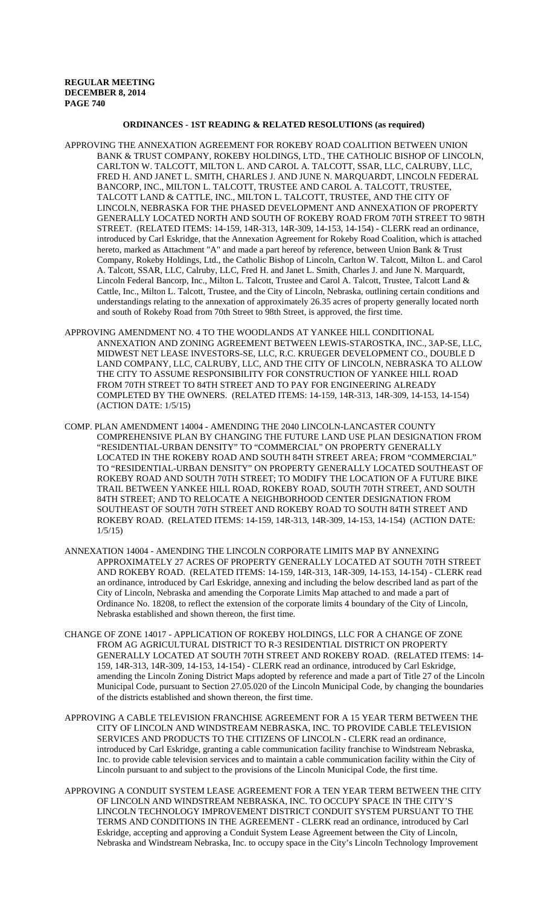## ORDINANCES - 1ST READING & RELATED RESOLUTIONS (as required)

APPROVING THE ANNEXATION AGREEMENT FOR ROKEBY ROAD COALITION BETWEEN UNION BANK & TRUST COMPANY, ROKEBY HOLDINGS, LTD., THE CATHOLIC BISHOP OF LINCOLN, CARLTON W. TALCOTT, MILTON L. AND CAROL A. TALCOTT, SSAR, LLC, CALRUBY, LLC, FRED H. AND JANET L. SMITH, CHARLES J. AND JUNE N. MARQUARDT, LINCOLN FEDERAL BANCORP, INC., MILTON L. TALCOTT, TRUSTEE AND CAROL A. TALCOTT, TRUSTEE, TALCOTT LAND & CATTLE, INC., MILTON L. TALCOTT, TRUSTEE, AND THE CITY OF LINCOLN, NEBRASKA FOR THE PHASED DEVELOPMENT AND ANNEXATION OF PROPERTY GENERALLY LOCATED NORTH AND SOUTH OF ROKEBY ROAD FROM 70TH STREET TO 98TH STREET. (RELATED ITEMS: 14-159, 14R-313, 14R-309, 14-153, 14-154) - CLERK read an ordinance, introduced by Carl Eskridge, that the Annexation Agreement for Rokeby Road Coalition, which is attached hereto, marked as Attachment "A" and made a part hereof by reference, between Union Bank & Trust Company, Rokeby Holdings, Ltd., the Catholic Bishop of Lincoln, Carlton W. Talcott, Milton L. and Carol A. Talcott, SSAR, LLC, Calruby, LLC, Fred H. and Janet L. Smith, Charles J. and June N. Marquardt, Lincoln Federal Bancorp, Inc., Milton L. Talcott, Trustee and Carol A. Talcott, Trustee, Talcott Land & Cattle, Inc., Milton L. Talcott, Trustee, and the City of Lincoln, Nebraska, outlining certain conditions and understandings relating to the annexation of approximately 26.35 acres of property generally located north and south of Rokeby Road from 70th Street to 98th Street, is approved, the first time.

APPROVING AMENDMENT NO. 4 TO THE WOODLANDS AT YANKEE HILL CONDITIONAL ANNEXATION AND ZONING AGREEMENT BETWEEN LEWIS-STAROSTKA, INC., 3AP-SE, LLC, MIDWEST NET LEASE INVESTORS-SE, LLC, R.C. KRUEGER DEVELOPMENT CO., DOUBLE D LAND COMPANY, LLC, CALRUBY, LLC, AND THE CITY OF LINCOLN, NEBRASKA TO ALLOW THE CITY TO ASSUME RESPONSIBILITY FOR CONSTRUCTION OF YANKEE HILL ROAD FROM 70TH STREET TO 84TH STREET AND TO PAY FOR ENGINEERING ALREADY COMPLETED BY THE OWNERS. (RELATED ITEMS: 14-159, 14R-313, 14R-309, 14-153, 14-154) (ACTION DATE: 1/5/15)

COMP. PLAN AMENDMENT 14004 - AMENDING THE 2040 LINCOLN-LANCASTER COUNTY COMPREHENSIVE PLAN BY CHANGING THE FUTURE LAND USE PLAN DESIGNATION FROM "RESIDENTIAL-URBAN DENSITY" TO "COMMERCIAL" ON PROPERTY GENERALLY LOCATED IN THE ROKEBY ROAD AND SOUTH 84TH STREET AREA; FROM "COMMERCIAL" TO "RESIDENTIAL-URBAN DENSITY" ON PROPERTY GENERALLY LOCATED SOUTHEAST OF ROKEBY ROAD AND SOUTH 70TH STREET; TO MODIFY THE LOCATION OF A FUTURE BIKE TRAIL BETWEEN YANKEE HILL ROAD, ROKEBY ROAD, SOUTH 70TH STREET, AND SOUTH 84TH STREET; AND TO RELOCATE A NEIGHBORHOOD CENTER DESIGNATION FROM SOUTHEAST OF SOUTH 70TH STREET AND ROKEBY ROAD TO SOUTH 84TH STREET AND ROKEBY ROAD. (RELATED ITEMS: 14-159, 14R-313, 14R-309, 14-153, 14-154) (ACTION DATE: 1/5/15)

ANNEXATION 14004 - AMENDING THE LINCOLN CORPORATE LIMITS MAP BY ANNEXING APPROXIMATELY 27 ACRES OF PROPERTY GENERALLY LOCATED AT SOUTH 70TH STREET AND ROKEBY ROAD. (RELATED ITEMS: 14-159, 14R-313, 14R-309, 14-153, 14-154) - CLERK read an ordinance, introduced by Carl Eskridge, annexing and including the below described land as part of the City of Lincoln, Nebraska and amending the Corporate Limits Map attached to and made a part of Ordinance No. 18208, to reflect the extension of the corporate limits 4 boundary of the City of Lincoln, Nebraska established and shown thereon, the first time.

CHANGE OF ZONE 14017 - APPLICATION OF ROKEBY HOLDINGS, LLC FOR A CHANGE OF ZONE FROM AG AGRICULTURAL DISTRICT TO R-3 RESIDENTIAL DISTRICT ON PROPERTY GENERALLY LOCATED AT SOUTH 70TH STREET AND ROKEBY ROAD. (RELATED ITEMS: 14-159, 14R-313, 14R-309, 14-153, 14-154) - CLERK read an ordinance, introduced by Carl Eskridge, amending the Lincoln Zoning District Maps adopted by reference and made a part of Title 27 of the Lincoln Municipal Code, pursuant to Section 27.05.020 of the Lincoln Municipal Code, by changing the boundaries of the districts established and shown thereon, the first time.

APPROVING A CABLE TELEVISION FRANCHISE AGREEMENT FOR A 15 YEAR TERM BETWEEN THE CITY OF LINCOLN AND WINDSTREAM NEBRASKA, INC. TO PROVIDE CABLE TELEVISION SERVICES AND PRODUCTS TO THE CITIZENS OF LINCOLN - CLERK read an ordinance, introduced by Carl Eskridge, granting a cable communication facility franchise to Windstream Nebraska, Inc. to provide cable television services and to maintain a cable communication facility within the City of Lincoln pursuant to and subject to the provisions of the Lincoln Municipal Code, the first time.

APPROVING A CONDUIT SYSTEM LEASE AGREEMENT FOR A TEN YEAR TERM BETWEEN THE CITY OF LINCOLN AND WINDSTREAM NEBRASKA, INC. TO OCCUPY SPACE IN THE CITY'S LINCOLN TECHNOLOGY IMPROVEMENT DISTRICT CONDUIT SYSTEM PURSUANT TO THE TERMS AND CONDITIONS IN THE AGREEMENT - CLERK read an ordinance, introduced by Carl Eskridge, accepting and approving a Conduit System Lease Agreement between the City of Lincoln, Nebraska and Windstream Nebraska, Inc. to occupy space in the City's Lincoln Technology Improvement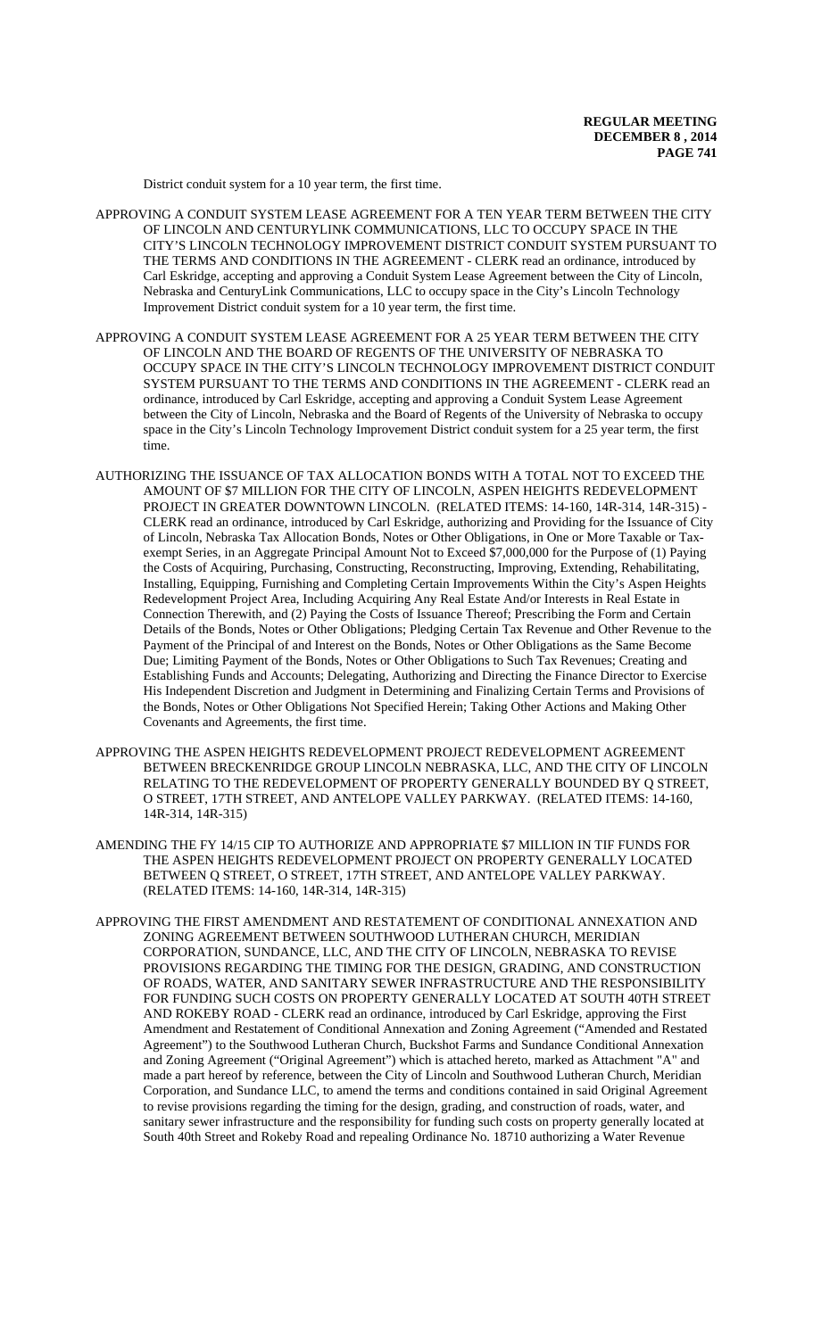District conduit system for a 10 year term, the first time.

APPROVING A CONDUIT SYSTEM LEASE AGREEMENT FOR A TEN YEAR TERM BETWEEN THE CITY OF LINCOLN AND CENTURYLINK COMMUNICATIONS, LLC TO OCCUPY SPACE IN THE CITY'S LINCOLN TECHNOLOGY IMPROVEMENT DISTRICT CONDUIT SYSTEM PURSUANT TO THE TERMS AND CONDITIONS IN THE AGREEMENT - CLERK read an ordinance, introduced by Carl Eskridge, accepting and approving a Conduit System Lease Agreement between the City of Lincoln, Nebraska and CenturyLink Communications, LLC to occupy space in the City's Lincoln Technology Improvement District conduit system for a 10 year term, the first time.

APPROVING A CONDUIT SYSTEM LEASE AGREEMENT FOR A 25 YEAR TERM BETWEEN THE CITY OF LINCOLN AND THE BOARD OF REGENTS OF THE UNIVERSITY OF NEBRASKA TO OCCUPY SPACE IN THE CITY'S LINCOLN TECHNOLOGY IMPROVEMENT DISTRICT CONDUIT SYSTEM PURSUANT TO THE TERMS AND CONDITIONS IN THE AGREEMENT - CLERK read an ordinance, introduced by Carl Eskridge, accepting and approving a Conduit System Lease Agreement between the City of Lincoln, Nebraska and the Board of Regents of the University of Nebraska to occupy space in the City's Lincoln Technology Improvement District conduit system for a 25 year term, the first time.

AUTHORIZING THE ISSUANCE OF TAX ALLOCATION BONDS WITH A TOTAL NOT TO EXCEED THE AMOUNT OF $7 MILLION FOR THE CITY OF LINCOLN, ASPEN HEIGHTS REDEVELOPMENT PROJECT IN GREATER DOWNTOWN LINCOLN. (RELATED ITEMS: 14-160, 14R-314, 14R-315) - CLERK read an ordinance, introduced by Carl Eskridge, authorizing and Providing for the Issuance of City of Lincoln, Nebraska Tax Allocation Bonds, Notes or Other Obligations, in One or More Taxable or Tax-exempt Series, in an Aggregate Principal Amount Not to Exceed $7,000,000 for the Purpose of (1) Paying the Costs of Acquiring, Purchasing, Constructing, Reconstructing, Improving, Extending, Rehabilitating, Installing, Equipping, Furnishing and Completing Certain Improvements Within the City's Aspen Heights Redevelopment Project Area, Including Acquiring Any Real Estate And/or Interests in Real Estate in Connection Therewith, and (2) Paying the Costs of Issuance Thereof; Prescribing the Form and Certain Details of the Bonds, Notes or Other Obligations; Pledging Certain Tax Revenue and Other Revenue to the Payment of the Principal of and Interest on the Bonds, Notes or Other Obligations as the Same Become Due; Limiting Payment of the Bonds, Notes or Other Obligations to Such Tax Revenues; Creating and Establishing Funds and Accounts; Delegating, Authorizing and Directing the Finance Director to Exercise His Independent Discretion and Judgment in Determining and Finalizing Certain Terms and Provisions of the Bonds, Notes or Other Obligations Not Specified Herein; Taking Other Actions and Making Other Covenants and Agreements, the first time.

APPROVING THE ASPEN HEIGHTS REDEVELOPMENT PROJECT REDEVELOPMENT AGREEMENT BETWEEN BRECKENRIDGE GROUP LINCOLN NEBRASKA, LLC, AND THE CITY OF LINCOLN RELATING TO THE REDEVELOPMENT OF PROPERTY GENERALLY BOUNDED BY Q STREET, O STREET, 17TH STREET, AND ANTELOPE VALLEY PARKWAY. (RELATED ITEMS: 14-160, 14R-314, 14R-315)

AMENDING THE FY 14/15 CIP TO AUTHORIZE AND APPROPRIATE $7 MILLION IN TIF FUNDS FOR THE ASPEN HEIGHTS REDEVELOPMENT PROJECT ON PROPERTY GENERALLY LOCATED BETWEEN Q STREET, O STREET, 17TH STREET, AND ANTELOPE VALLEY PARKWAY. (RELATED ITEMS: 14-160, 14R-314, 14R-315)

APPROVING THE FIRST AMENDMENT AND RESTATEMENT OF CONDITIONAL ANNEXATION AND ZONING AGREEMENT BETWEEN SOUTHWOOD LUTHERAN CHURCH, MERIDIAN CORPORATION, SUNDANCE, LLC, AND THE CITY OF LINCOLN, NEBRASKA TO REVISE PROVISIONS REGARDING THE TIMING FOR THE DESIGN, GRADING, AND CONSTRUCTION OF ROADS, WATER, AND SANITARY SEWER INFRASTRUCTURE AND THE RESPONSIBILITY FOR FUNDING SUCH COSTS ON PROPERTY GENERALLY LOCATED AT SOUTH 40TH STREET AND ROKEBY ROAD - CLERK read an ordinance, introduced by Carl Eskridge, approving the First Amendment and Restatement of Conditional Annexation and Zoning Agreement ("Amended and Restated Agreement") to the Southwood Lutheran Church, Buckshot Farms and Sundance Conditional Annexation and Zoning Agreement ("Original Agreement") which is attached hereto, marked as Attachment "A" and made a part hereof by reference, between the City of Lincoln and Southwood Lutheran Church, Meridian Corporation, and Sundance LLC, to amend the terms and conditions contained in said Original Agreement to revise provisions regarding the timing for the design, grading, and construction of roads, water, and sanitary sewer infrastructure and the responsibility for funding such costs on property generally located at South 40th Street and Rokeby Road and repealing Ordinance No. 18710 authorizing a Water Revenue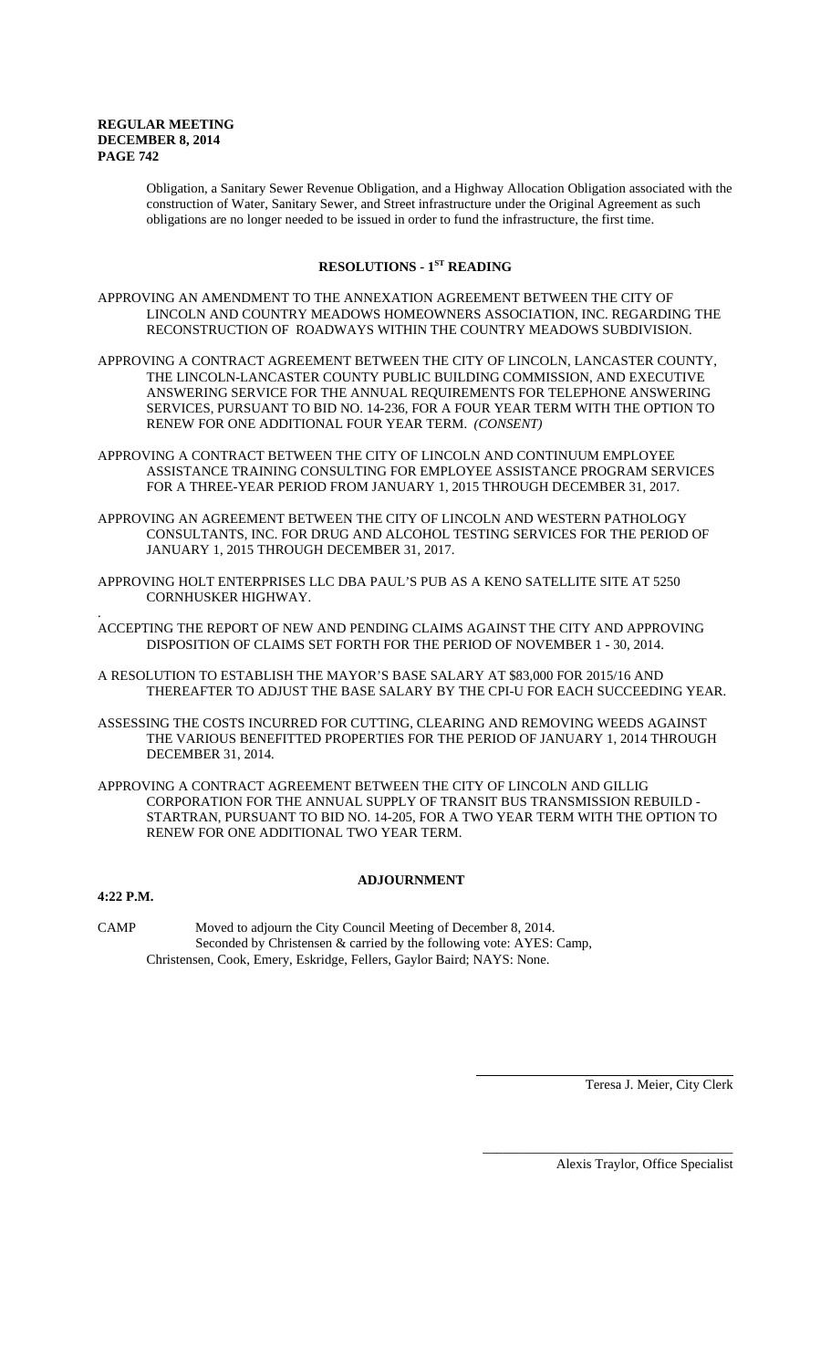Obligation, a Sanitary Sewer Revenue Obligation, and a Highway Allocation Obligation associated with the construction of Water, Sanitary Sewer, and Street infrastructure under the Original Agreement as such obligations are no longer needed to be issued in order to fund the infrastructure, the first time.

## RESOLUTIONS - 1ST READING

APPROVING AN AMENDMENT TO THE ANNEXATION AGREEMENT BETWEEN THE CITY OF LINCOLN AND COUNTRY MEADOWS HOMEOWNERS ASSOCIATION, INC. REGARDING THE RECONSTRUCTION OF ROADWAYS WITHIN THE COUNTRY MEADOWS SUBDIVISION.

APPROVING A CONTRACT AGREEMENT BETWEEN THE CITY OF LINCOLN, LANCASTER COUNTY, THE LINCOLN-LANCASTER COUNTY PUBLIC BUILDING COMMISSION, AND EXECUTIVE ANSWERING SERVICE FOR THE ANNUAL REQUIREMENTS FOR TELEPHONE ANSWERING SERVICES, PURSUANT TO BID NO. 14-236, FOR A FOUR YEAR TERM WITH THE OPTION TO RENEW FOR ONE ADDITIONAL FOUR YEAR TERM. *(CONSENT)*

APPROVING A CONTRACT BETWEEN THE CITY OF LINCOLN AND CONTINUUM EMPLOYEE ASSISTANCE TRAINING CONSULTING FOR EMPLOYEE ASSISTANCE PROGRAM SERVICES FOR A THREE-YEAR PERIOD FROM JANUARY 1, 2015 THROUGH DECEMBER 31, 2017.

APPROVING AN AGREEMENT BETWEEN THE CITY OF LINCOLN AND WESTERN PATHOLOGY CONSULTANTS, INC. FOR DRUG AND ALCOHOL TESTING SERVICES FOR THE PERIOD OF JANUARY 1, 2015 THROUGH DECEMBER 31, 2017.

APPROVING HOLT ENTERPRISES LLC DBA PAUL'S PUB AS A KENO SATELLITE SITE AT 5250 CORNHUSKER HIGHWAY.

ACCEPTING THE REPORT OF NEW AND PENDING CLAIMS AGAINST THE CITY AND APPROVING DISPOSITION OF CLAIMS SET FORTH FOR THE PERIOD OF NOVEMBER 1 - 30, 2014.

A RESOLUTION TO ESTABLISH THE MAYOR'S BASE SALARY AT $83,000 FOR 2015/16 AND THEREAFTER TO ADJUST THE BASE SALARY BY THE CPI-U FOR EACH SUCCEEDING YEAR.

ASSESSING THE COSTS INCURRED FOR CUTTING, CLEARING AND REMOVING WEEDS AGAINST THE VARIOUS BENEFITTED PROPERTIES FOR THE PERIOD OF JANUARY 1, 2014 THROUGH DECEMBER 31, 2014.

APPROVING A CONTRACT AGREEMENT BETWEEN THE CITY OF LINCOLN AND GILLIG CORPORATION FOR THE ANNUAL SUPPLY OF TRANSIT BUS TRANSMISSION REBUILD - STARTRAN, PURSUANT TO BID NO. 14-205, FOR A TWO YEAR TERM WITH THE OPTION TO RENEW FOR ONE ADDITIONAL TWO YEAR TERM.

## ADJOURNMENT

**4:22 P.M.**

CAMP Moved to adjourn the City Council Meeting of December 8, 2014.
Seconded by Christensen & carried by the following vote: AYES: Camp, Christensen, Cook, Emery, Eskridge, Fellers, Gaylor Baird; NAYS: None.

Teresa J. Meier, City Clerk

Alexis Traylor, Office Specialist